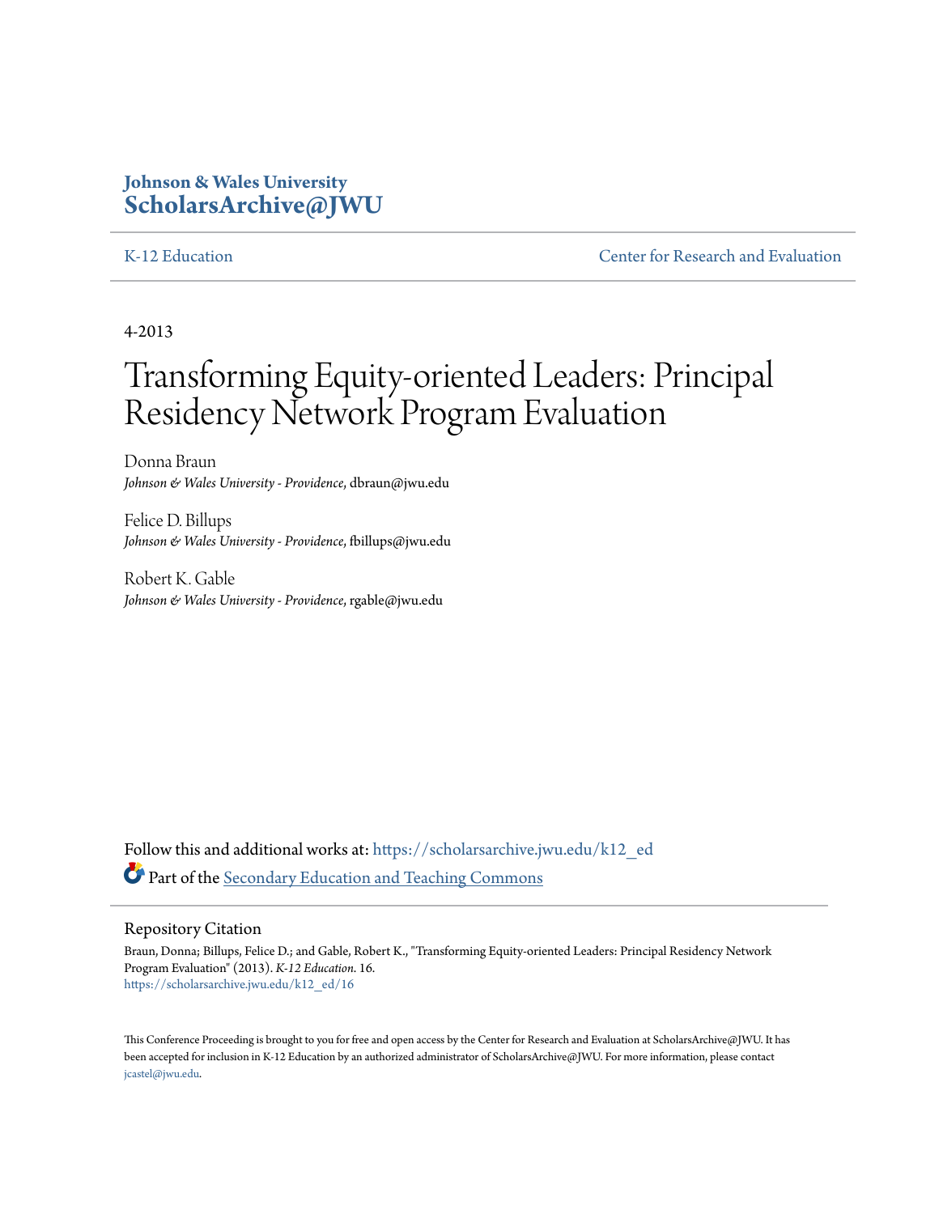Johson & Wales University
**ScholarsArchive@JWU**

K-12 Education | Center for Research and Evaluation

4-2013

# Transforming Equity-oriented Leaders: Principal Residency Network Program Evaluation

Donna Braun
*Johnson & Wales University - Providence*, dbraun@jwu.edu

Felice D. Billups
*Johnson & Wales University - Providence*, fbillups@jwu.edu

Robert K. Gable
*Johnson & Wales University - Providence*, rgable@jwu.edu

Follow this and additional works at: https://scholarsarchive.jwu.edu/k12_ed

Part of the Secondary Education and Teaching Commons

## Repository Citation

Braun, Donna; Billups, Felice D.; and Gable, Robert K., "Transforming Equity-oriented Leaders: Principal Residency Network Program Evaluation" (2013). *K-12 Education*. 16.
https://scholarsarchive.jwu.edu/k12_ed/16

This Conference Proceeding is brought to you for free and open access by the Center for Research and Evaluation at ScholarsArchive@JWU. It has been accepted for inclusion in K-12 Education by an authorized administrator of ScholarsArchive@JWU. For more information, please contact jcastel@jwu.edu.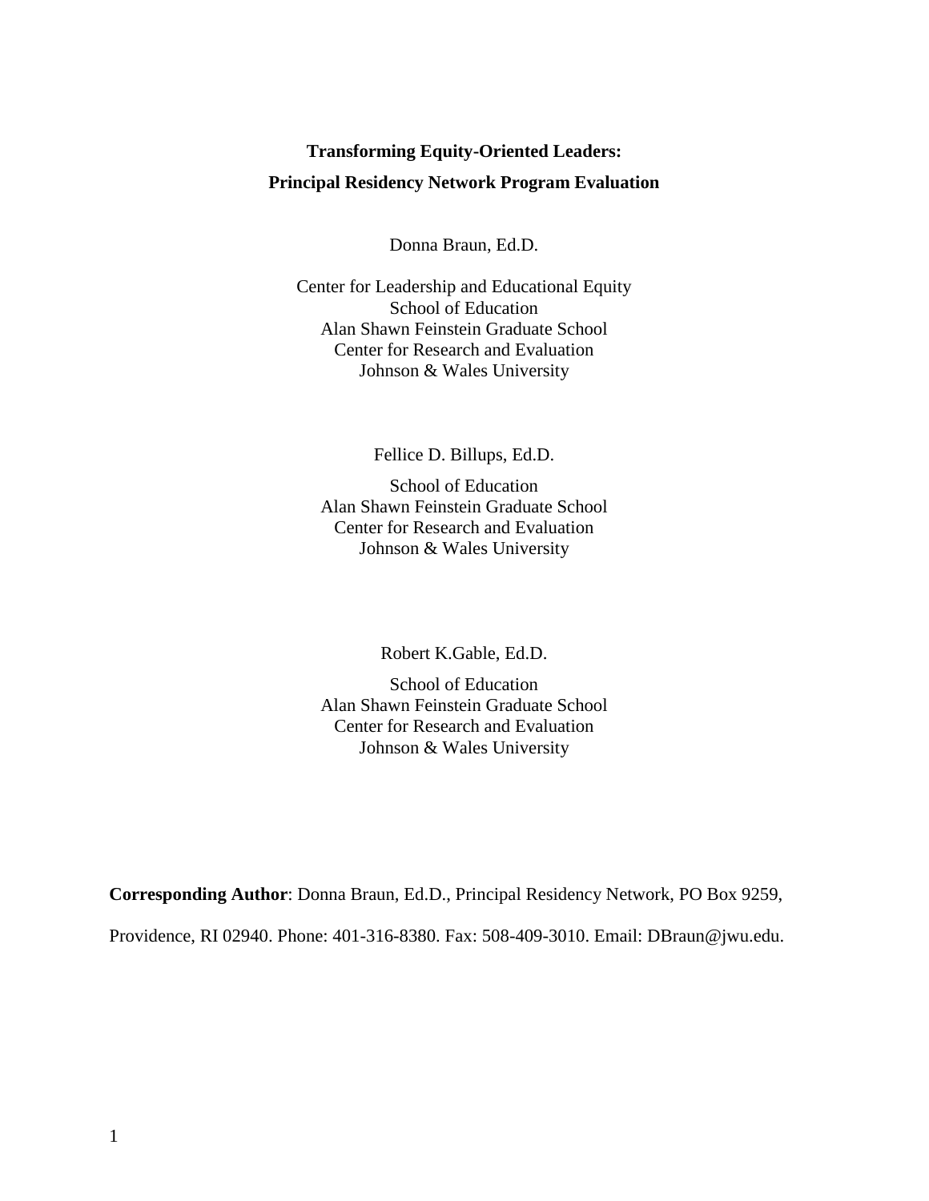**Transforming Equity-Oriented Leaders:**

**Principal Residency Network Program Evaluation**

Donna Braun, Ed.D.

Center for Leadership and Educational Equity
School of Education
Alan Shawn Feinstein Graduate School
Center for Research and Evaluation
Johnson & Wales University

Fellice D. Billups, Ed.D.

School of Education
Alan Shawn Feinstein Graduate School
Center for Research and Evaluation
Johnson & Wales University

Robert K.Gable, Ed.D.

School of Education
Alan Shawn Feinstein Graduate School
Center for Research and Evaluation
Johnson & Wales University

**Corresponding Author**: Donna Braun, Ed.D., Principal Residency Network, PO Box 9259, Providence, RI 02940. Phone: 401-316-8380. Fax: 508-409-3010. Email: DBraun@jwu.edu.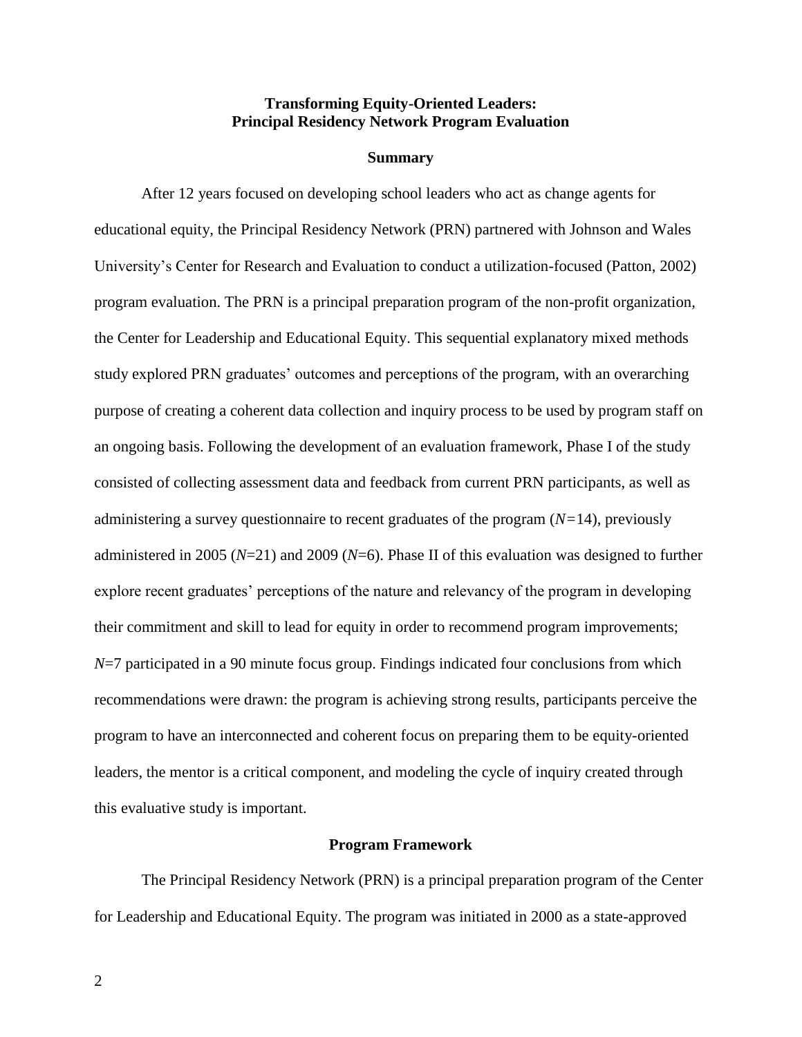## Transforming Equity-Oriented Leaders: Principal Residency Network Program Evaluation

### Summary

After 12 years focused on developing school leaders who act as change agents for educational equity, the Principal Residency Network (PRN) partnered with Johnson and Wales University's Center for Research and Evaluation to conduct a utilization-focused (Patton, 2002) program evaluation. The PRN is a principal preparation program of the non-profit organization, the Center for Leadership and Educational Equity. This sequential explanatory mixed methods study explored PRN graduates' outcomes and perceptions of the program, with an overarching purpose of creating a coherent data collection and inquiry process to be used by program staff on an ongoing basis. Following the development of an evaluation framework, Phase I of the study consisted of collecting assessment data and feedback from current PRN participants, as well as administering a survey questionnaire to recent graduates of the program ($N=14$), previously administered in 2005 ($N=21$) and 2009 ($N=6$). Phase II of this evaluation was designed to further explore recent graduates' perceptions of the nature and relevancy of the program in developing their commitment and skill to lead for equity in order to recommend program improvements; $N=7$ participated in a 90 minute focus group. Findings indicated four conclusions from which recommendations were drawn: the program is achieving strong results, participants perceive the program to have an interconnected and coherent focus on preparing them to be equity-oriented leaders, the mentor is a critical component, and modeling the cycle of inquiry created through this evaluative study is important.

### Program Framework

The Principal Residency Network (PRN) is a principal preparation program of the Center for Leadership and Educational Equity. The program was initiated in 2000 as a state-approved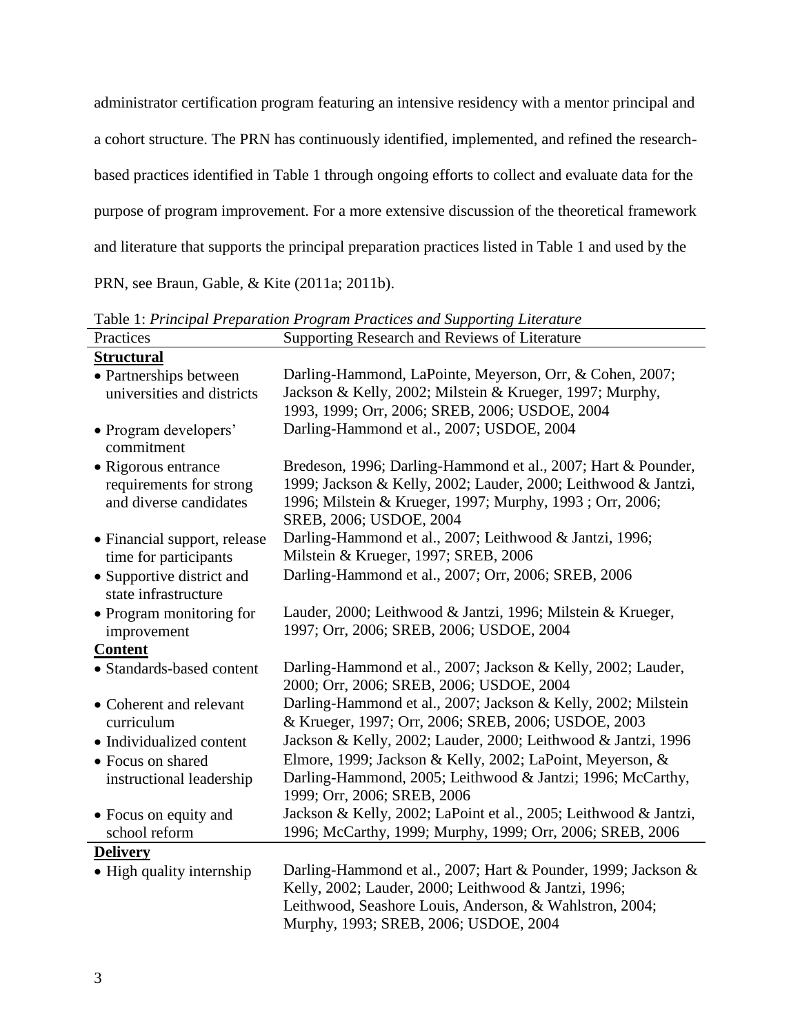administrator certification program featuring an intensive residency with a mentor principal and a cohort structure. The PRN has continuously identified, implemented, and refined the research-based practices identified in Table 1 through ongoing efforts to collect and evaluate data for the purpose of program improvement. For a more extensive discussion of the theoretical framework and literature that supports the principal preparation practices listed in Table 1 and used by the PRN, see Braun, Gable, & Kite (2011a; 2011b).

Table 1: *Principal Preparation Program Practices and Supporting Literature*

| Practices | Supporting Research and Reviews of Literature |
|---|---|
| **Structural** | |
| • Partnerships between universities and districts | Darling-Hammond, LaPointe, Meyerson, Orr, & Cohen, 2007; Jackson & Kelly, 2002; Milstein & Krueger, 1997; Murphy, 1993, 1999; Orr, 2006; SREB, 2006; USDOE, 2004 |
| • Program developers' commitment | Darling-Hammond et al., 2007; USDOE, 2004 |
| • Rigorous entrance requirements for strong and diverse candidates | Bredeson, 1996; Darling-Hammond et al., 2007; Hart & Pounder, 1999; Jackson & Kelly, 2002; Lauder, 2000; Leithwood & Jantzi, 1996; Milstein & Krueger, 1997; Murphy, 1993 ; Orr, 2006; SREB, 2006; USDOE, 2004 |
| • Financial support, release time for participants | Darling-Hammond et al., 2007; Leithwood & Jantzi, 1996; Milstein & Krueger, 1997; SREB, 2006 |
| • Supportive district and state infrastructure | Darling-Hammond et al., 2007; Orr, 2006; SREB, 2006 |
| • Program monitoring for improvement | Lauder, 2000; Leithwood & Jantzi, 1996; Milstein & Krueger, 1997; Orr, 2006; SREB, 2006; USDOE, 2004 |
| **Content** | |
| • Standards-based content | Darling-Hammond et al., 2007; Jackson & Kelly, 2002; Lauder, 2000; Orr, 2006; SREB, 2006; USDOE, 2004 |
| • Coherent and relevant curriculum | Darling-Hammond et al., 2007; Jackson & Kelly, 2002; Milstein & Krueger, 1997; Orr, 2006; SREB, 2006; USDOE, 2003 |
| • Individualized content | Jackson & Kelly, 2002; Lauder, 2000; Leithwood & Jantzi, 1996 |
| • Focus on shared instructional leadership | Elmore, 1999; Jackson & Kelly, 2002; LaPoint, Meyerson, & Darling-Hammond, 2005; Leithwood & Jantzi; 1996; McCarthy, 1999; Orr, 2006; SREB, 2006 |
| • Focus on equity and school reform | Jackson & Kelly, 2002; LaPoint et al., 2005; Leithwood & Jantzi, 1996; McCarthy, 1999; Murphy, 1999; Orr, 2006; SREB, 2006 |
| **Delivery** | |
| • High quality internship | Darling-Hammond et al., 2007; Hart & Pounder, 1999; Jackson & Kelly, 2002; Lauder, 2000; Leithwood & Jantzi, 1996; Leithwood, Seashore Louis, Anderson, & Wahlstron, 2004; Murphy, 1993; SREB, 2006; USDOE, 2004 |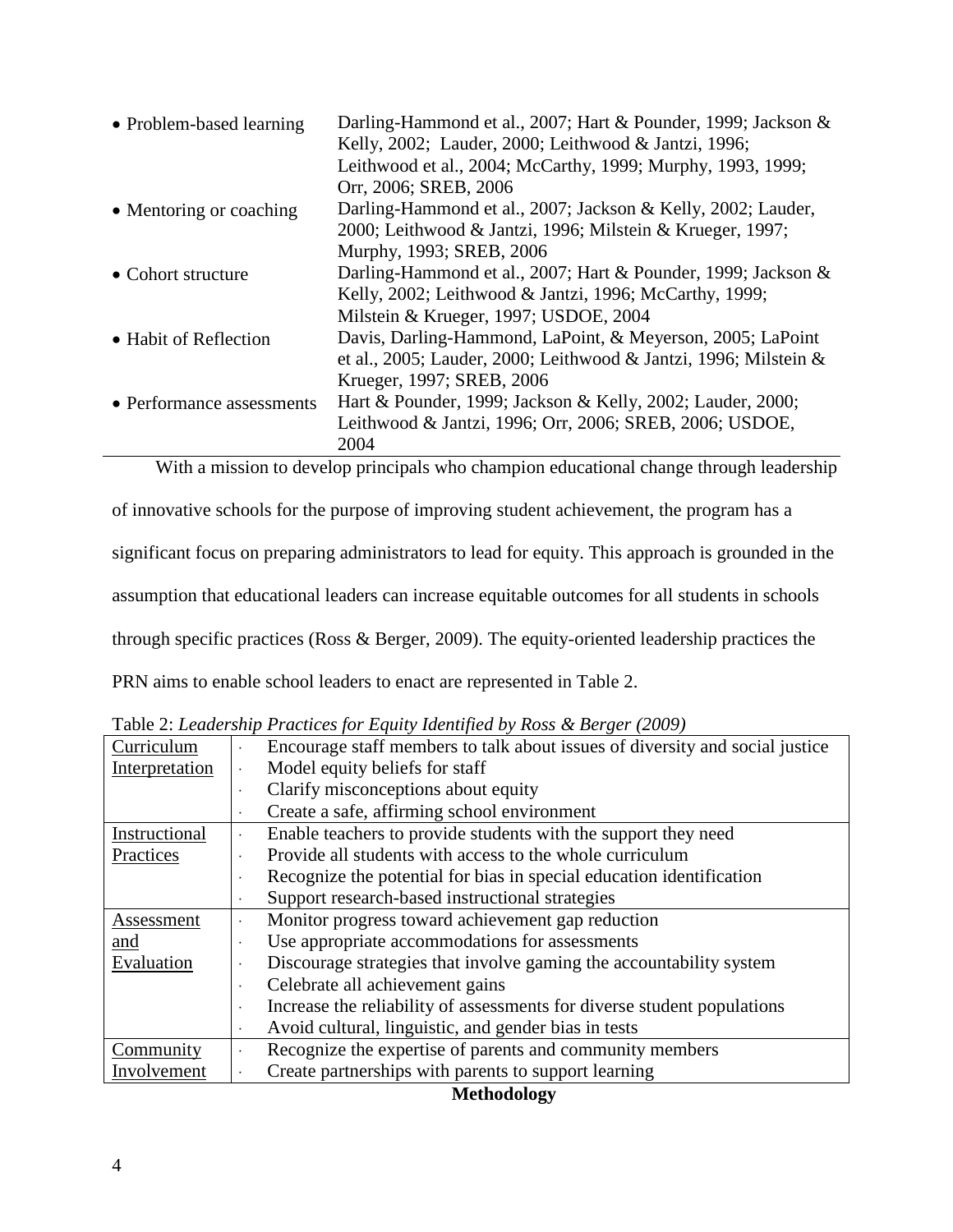| | |
|---|---|
| • Problem-based learning | Darling-Hammond et al., 2007; Hart & Pounder, 1999; Jackson & Kelly, 2002; Lauder, 2000; Leithwood & Jantzi, 1996; Leithwood et al., 2004; McCarthy, 1999; Murphy, 1993, 1999; Orr, 2006; SREB, 2006 |
| • Mentoring or coaching | Darling-Hammond et al., 2007; Jackson & Kelly, 2002; Lauder, 2000; Leithwood & Jantzi, 1996; Milstein & Krueger, 1997; Murphy, 1993; SREB, 2006 |
| • Cohort structure | Darling-Hammond et al., 2007; Hart & Pounder, 1999; Jackson & Kelly, 2002; Leithwood & Jantzi, 1996; McCarthy, 1999; Milstein & Krueger, 1997; USDOE, 2004 |
| • Habit of Reflection | Davis, Darling-Hammond, LaPoint, & Meyerson, 2005; LaPoint et al., 2005; Lauder, 2000; Leithwood & Jantzi, 1996; Milstein & Krueger, 1997; SREB, 2006 |
| • Performance assessments | Hart & Pounder, 1999; Jackson & Kelly, 2002; Lauder, 2000; Leithwood & Jantzi, 1996; Orr, 2006; SREB, 2006; USDOE, 2004 |

With a mission to develop principals who champion educational change through leadership of innovative schools for the purpose of improving student achievement, the program has a significant focus on preparing administrators to lead for equity. This approach is grounded in the assumption that educational leaders can increase equitable outcomes for all students in schools through specific practices (Ross & Berger, 2009). The equity-oriented leadership practices the PRN aims to enable school leaders to enact are represented in Table 2.

Table 2: *Leadership Practices for Equity Identified by Ross & Berger (2009)*

| | |
|---|---|
| Curriculum Interpretation | · Encourage staff members to talk about issues of diversity and social justice<br>· Model equity beliefs for staff<br>· Clarify misconceptions about equity<br>· Create a safe, affirming school environment |
| Instructional Practices | · Enable teachers to provide students with the support they need<br>· Provide all students with access to the whole curriculum<br>· Recognize the potential for bias in special education identification<br>· Support research-based instructional strategies |
| Assessment and Evaluation | · Monitor progress toward achievement gap reduction<br>· Use appropriate accommodations for assessments<br>· Discourage strategies that involve gaming the accountability system<br>· Celebrate all achievement gains<br>· Increase the reliability of assessments for diverse student populations<br>· Avoid cultural, linguistic, and gender bias in tests |
| Community Involvement | · Recognize the expertise of parents and community members<br>· Create partnerships with parents to support learning |

## Methodology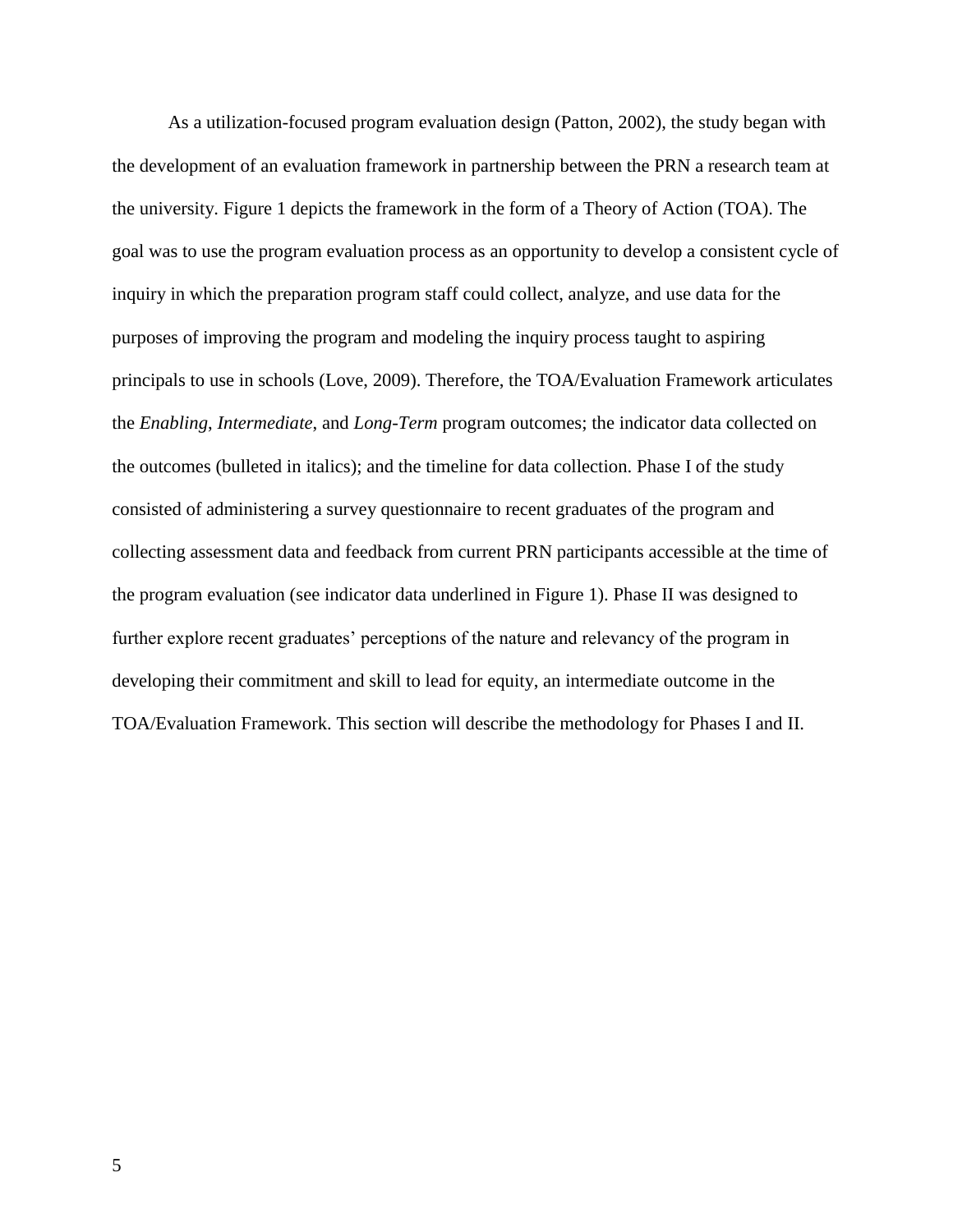As a utilization-focused program evaluation design (Patton, 2002), the study began with the development of an evaluation framework in partnership between the PRN a research team at the university. Figure 1 depicts the framework in the form of a Theory of Action (TOA). The goal was to use the program evaluation process as an opportunity to develop a consistent cycle of inquiry in which the preparation program staff could collect, analyze, and use data for the purposes of improving the program and modeling the inquiry process taught to aspiring principals to use in schools (Love, 2009). Therefore, the TOA/Evaluation Framework articulates the *Enabling*, *Intermediate*, and *Long-Term* program outcomes; the indicator data collected on the outcomes (bulleted in italics); and the timeline for data collection. Phase I of the study consisted of administering a survey questionnaire to recent graduates of the program and collecting assessment data and feedback from current PRN participants accessible at the time of the program evaluation (see indicator data underlined in Figure 1). Phase II was designed to further explore recent graduates' perceptions of the nature and relevancy of the program in developing their commitment and skill to lead for equity, an intermediate outcome in the TOA/Evaluation Framework. This section will describe the methodology for Phases I and II.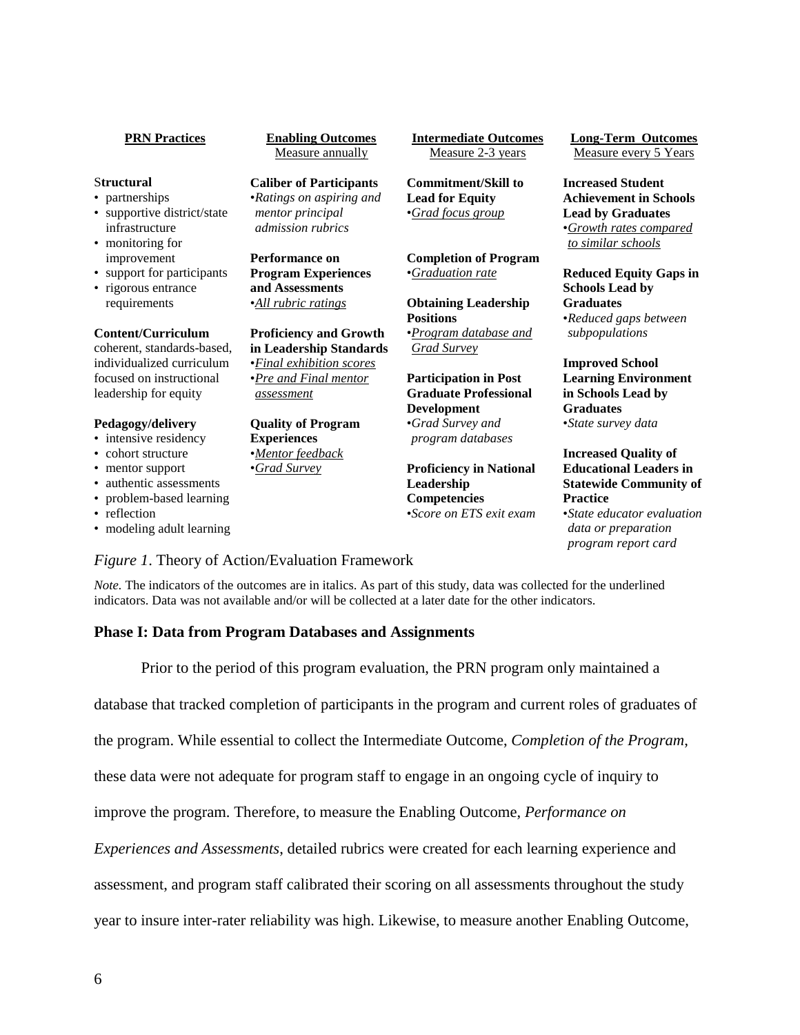| **PRN Practices** | **Enabling Outcomes** Measure annually | **Intermediate Outcomes** Measure 2-3 years | **Long-Term Outcomes** Measure every 5 Years |
|---|---|---|---|
| **Structural**<br>• partnerships<br>• supportive district/state infrastructure<br>• monitoring for improvement<br>• support for participants<br>• rigorous entrance requirements | **Caliber of Participants**<br>•*Ratings on aspiring and mentor principal admission rubrics*<br><br>**Performance on Program Experiences and Assessments**<br>•*All rubric ratings* | **Commitment/Skill to Lead for Equity**<br>•*Grad focus group*<br><br>**Completion of Program**<br>•*Graduation rate*<br><br>**Obtaining Leadership Positions**<br>•*Program database and Grad Survey* | **Increased Student Achievement in Schools Lead by Graduates**<br>•*Growth rates compared to similar schools*<br><br>**Reduced Equity Gaps in Schools Lead by Graduates**<br>•*Reduced gaps between subpopulations* |
| **Content/Curriculum**<br>coherent, standards-based, individualized curriculum focused on instructional leadership for equity | **Proficiency and Growth in Leadership Standards**<br>•*Final exhibition scores*<br>•*Pre and Final mentor assessment* | **Participation in Post Graduate Professional Development**<br>•*Grad Survey and program databases* | **Improved School Learning Environment in Schools Lead by Graduates**<br>•*State survey data* |
| **Pedagogy/delivery**<br>• intensive residency<br>• cohort structure<br>• mentor support<br>• authentic assessments<br>• problem-based learning<br>• reflection<br>• modeling adult learning | **Quality of Program Experiences**<br>•*Mentor feedback*<br>•*Grad Survey* | **Proficiency in National Leadership Competencies**<br>•*Score on ETS exit exam* | **Increased Quality of Educational Leaders in Statewide Community of Practice**<br>•*State educator evaluation data or preparation program report card* |

*Figure 1*. Theory of Action/Evaluation Framework

*Note.* The indicators of the outcomes are in italics. As part of this study, data was collected for the underlined indicators. Data was not available and/or will be collected at a later date for the other indicators.

### Phase I: Data from Program Databases and Assignments

Prior to the period of this program evaluation, the PRN program only maintained a database that tracked completion of participants in the program and current roles of graduates of the program. While essential to collect the Intermediate Outcome, *Completion of the Program*, these data were not adequate for program staff to engage in an ongoing cycle of inquiry to improve the program. Therefore, to measure the Enabling Outcome, *Performance on Experiences and Assessments*, detailed rubrics were created for each learning experience and assessment, and program staff calibrated their scoring on all assessments throughout the study year to insure inter-rater reliability was high. Likewise, to measure another Enabling Outcome,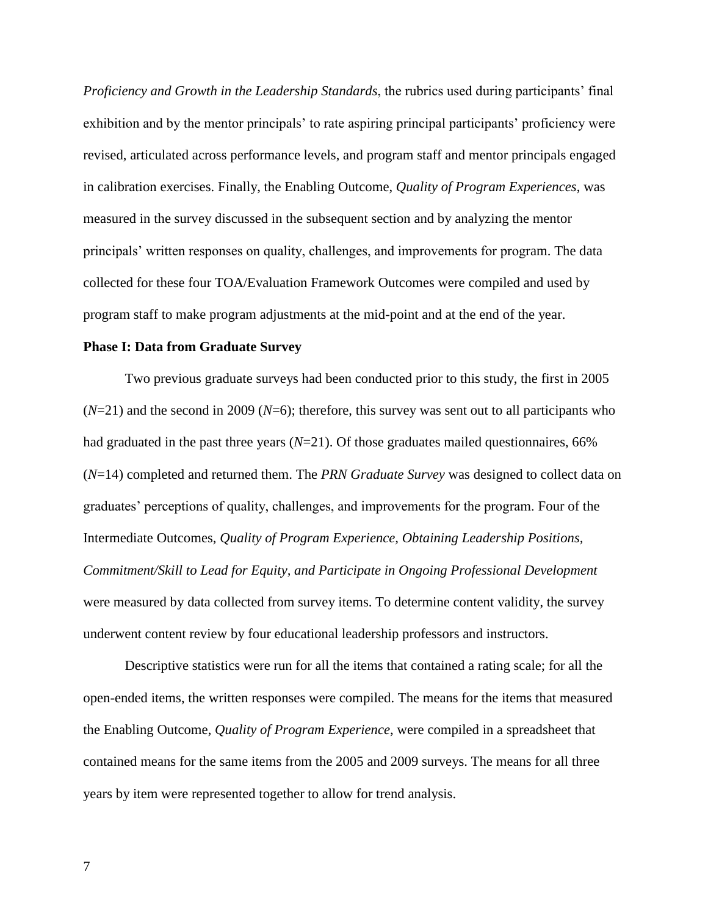*Proficiency and Growth in the Leadership Standards*, the rubrics used during participants' final exhibition and by the mentor principals' to rate aspiring principal participants' proficiency were revised, articulated across performance levels, and program staff and mentor principals engaged in calibration exercises. Finally, the Enabling Outcome, *Quality of Program Experiences*, was measured in the survey discussed in the subsequent section and by analyzing the mentor principals' written responses on quality, challenges, and improvements for program. The data collected for these four TOA/Evaluation Framework Outcomes were compiled and used by program staff to make program adjustments at the mid-point and at the end of the year.

**Phase I: Data from Graduate Survey**

Two previous graduate surveys had been conducted prior to this study, the first in 2005 (*N*=21) and the second in 2009 (*N*=6); therefore, this survey was sent out to all participants who had graduated in the past three years (*N*=21). Of those graduates mailed questionnaires, 66% (*N*=14) completed and returned them. The *PRN Graduate Survey* was designed to collect data on graduates' perceptions of quality, challenges, and improvements for the program. Four of the Intermediate Outcomes, *Quality of Program Experience, Obtaining Leadership Positions, Commitment/Skill to Lead for Equity, and Participate in Ongoing Professional Development* were measured by data collected from survey items. To determine content validity, the survey underwent content review by four educational leadership professors and instructors.

Descriptive statistics were run for all the items that contained a rating scale; for all the open-ended items, the written responses were compiled. The means for the items that measured the Enabling Outcome, *Quality of Program Experience*, were compiled in a spreadsheet that contained means for the same items from the 2005 and 2009 surveys. The means for all three years by item were represented together to allow for trend analysis.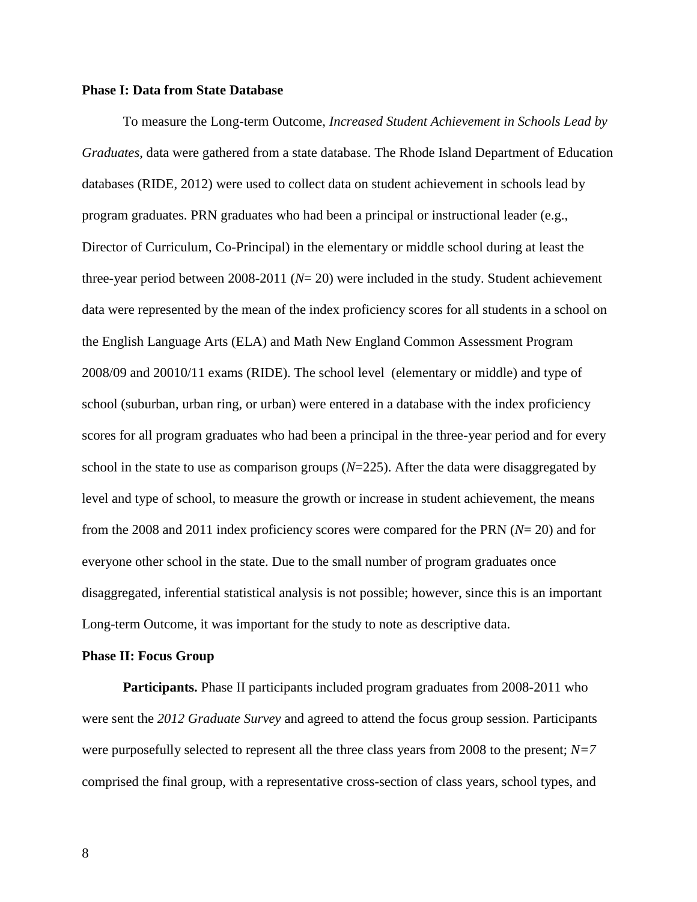**Phase I: Data from State Database**

To measure the Long-term Outcome, *Increased Student Achievement in Schools Lead by Graduates*, data were gathered from a state database. The Rhode Island Department of Education databases (RIDE, 2012) were used to collect data on student achievement in schools lead by program graduates. PRN graduates who had been a principal or instructional leader (e.g., Director of Curriculum, Co-Principal) in the elementary or middle school during at least the three-year period between 2008-2011 ($N$= 20) were included in the study. Student achievement data were represented by the mean of the index proficiency scores for all students in a school on the English Language Arts (ELA) and Math New England Common Assessment Program 2008/09 and 20010/11 exams (RIDE). The school level (elementary or middle) and type of school (suburban, urban ring, or urban) were entered in a database with the index proficiency scores for all program graduates who had been a principal in the three-year period and for every school in the state to use as comparison groups ($N$=225). After the data were disaggregated by level and type of school, to measure the growth or increase in student achievement, the means from the 2008 and 2011 index proficiency scores were compared for the PRN ($N$= 20) and for everyone other school in the state. Due to the small number of program graduates once disaggregated, inferential statistical analysis is not possible; however, since this is an important Long-term Outcome, it was important for the study to note as descriptive data.

**Phase II: Focus Group**

**Participants.** Phase II participants included program graduates from 2008-2011 who were sent the *2012 Graduate Survey* and agreed to attend the focus group session. Participants were purposefully selected to represent all the three class years from 2008 to the present; $N=7$ comprised the final group, with a representative cross-section of class years, school types, and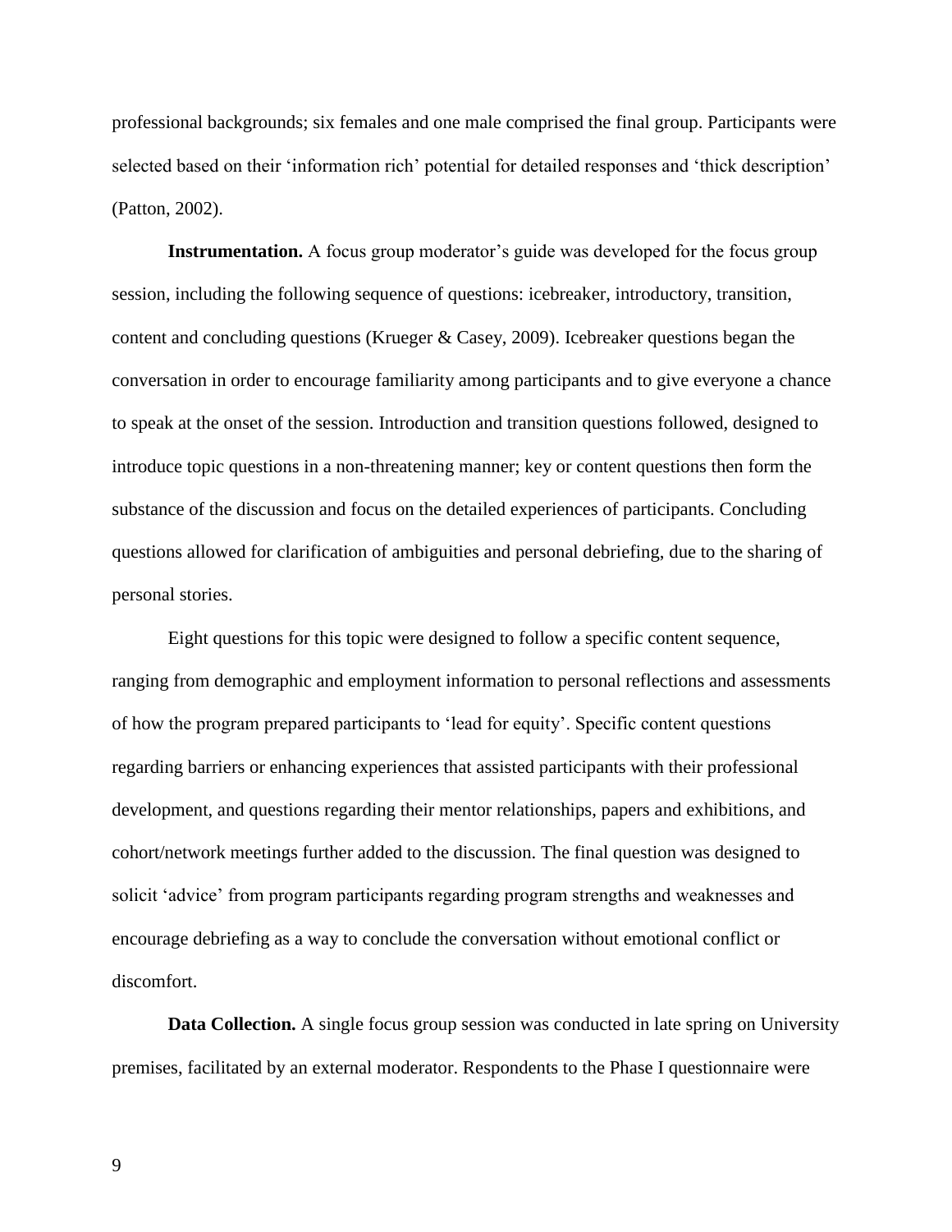professional backgrounds; six females and one male comprised the final group. Participants were selected based on their 'information rich' potential for detailed responses and 'thick description' (Patton, 2002).

**Instrumentation.** A focus group moderator's guide was developed for the focus group session, including the following sequence of questions: icebreaker, introductory, transition, content and concluding questions (Krueger & Casey, 2009). Icebreaker questions began the conversation in order to encourage familiarity among participants and to give everyone a chance to speak at the onset of the session. Introduction and transition questions followed, designed to introduce topic questions in a non-threatening manner; key or content questions then form the substance of the discussion and focus on the detailed experiences of participants. Concluding questions allowed for clarification of ambiguities and personal debriefing, due to the sharing of personal stories.

Eight questions for this topic were designed to follow a specific content sequence, ranging from demographic and employment information to personal reflections and assessments of how the program prepared participants to 'lead for equity'. Specific content questions regarding barriers or enhancing experiences that assisted participants with their professional development, and questions regarding their mentor relationships, papers and exhibitions, and cohort/network meetings further added to the discussion. The final question was designed to solicit 'advice' from program participants regarding program strengths and weaknesses and encourage debriefing as a way to conclude the conversation without emotional conflict or discomfort.

**Data Collection.** A single focus group session was conducted in late spring on University premises, facilitated by an external moderator. Respondents to the Phase I questionnaire were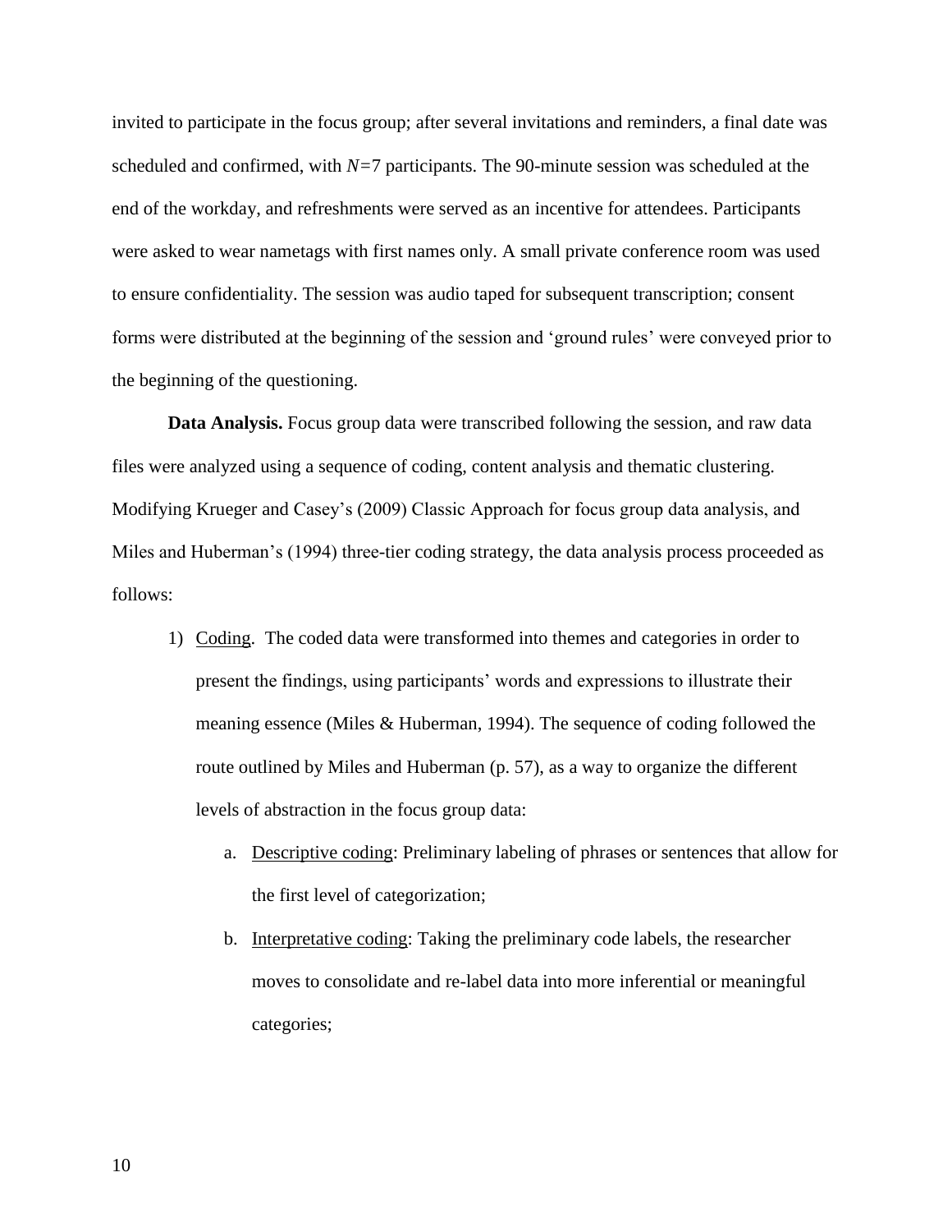invited to participate in the focus group; after several invitations and reminders, a final date was scheduled and confirmed, with $N=7$ participants. The 90-minute session was scheduled at the end of the workday, and refreshments were served as an incentive for attendees. Participants were asked to wear nametags with first names only. A small private conference room was used to ensure confidentiality. The session was audio taped for subsequent transcription; consent forms were distributed at the beginning of the session and 'ground rules' were conveyed prior to the beginning of the questioning.

**Data Analysis.** Focus group data were transcribed following the session, and raw data files were analyzed using a sequence of coding, content analysis and thematic clustering. Modifying Krueger and Casey's (2009) Classic Approach for focus group data analysis, and Miles and Huberman's (1994) three-tier coding strategy, the data analysis process proceeded as follows:

1) Coding. The coded data were transformed into themes and categories in order to present the findings, using participants' words and expressions to illustrate their meaning essence (Miles & Huberman, 1994). The sequence of coding followed the route outlined by Miles and Huberman (p. 57), as a way to organize the different levels of abstraction in the focus group data:

    a. Descriptive coding: Preliminary labeling of phrases or sentences that allow for the first level of categorization;

    b. Interpretative coding: Taking the preliminary code labels, the researcher moves to consolidate and re-label data into more inferential or meaningful categories;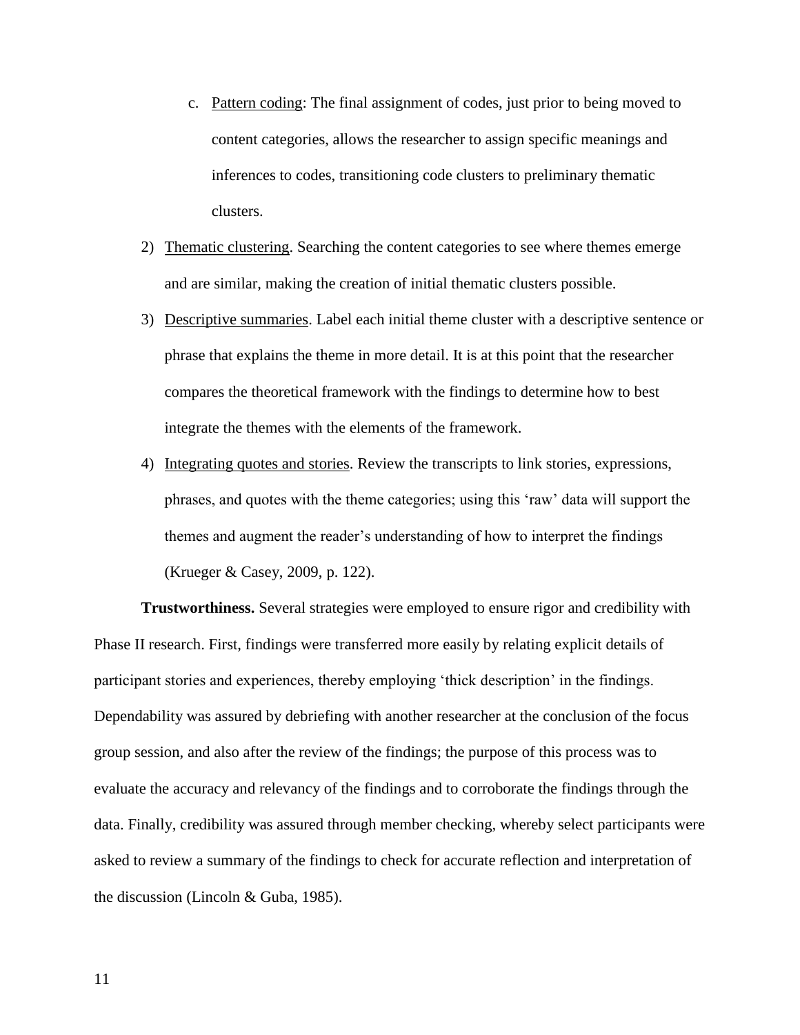c. Pattern coding: The final assignment of codes, just prior to being moved to content categories, allows the researcher to assign specific meanings and inferences to codes, transitioning code clusters to preliminary thematic clusters.

2) Thematic clustering. Searching the content categories to see where themes emerge and are similar, making the creation of initial thematic clusters possible.

3) Descriptive summaries. Label each initial theme cluster with a descriptive sentence or phrase that explains the theme in more detail. It is at this point that the researcher compares the theoretical framework with the findings to determine how to best integrate the themes with the elements of the framework.

4) Integrating quotes and stories. Review the transcripts to link stories, expressions, phrases, and quotes with the theme categories; using this 'raw' data will support the themes and augment the reader's understanding of how to interpret the findings (Krueger & Casey, 2009, p. 122).

**Trustworthiness.** Several strategies were employed to ensure rigor and credibility with Phase II research. First, findings were transferred more easily by relating explicit details of participant stories and experiences, thereby employing 'thick description' in the findings. Dependability was assured by debriefing with another researcher at the conclusion of the focus group session, and also after the review of the findings; the purpose of this process was to evaluate the accuracy and relevancy of the findings and to corroborate the findings through the data. Finally, credibility was assured through member checking, whereby select participants were asked to review a summary of the findings to check for accurate reflection and interpretation of the discussion (Lincoln & Guba, 1985).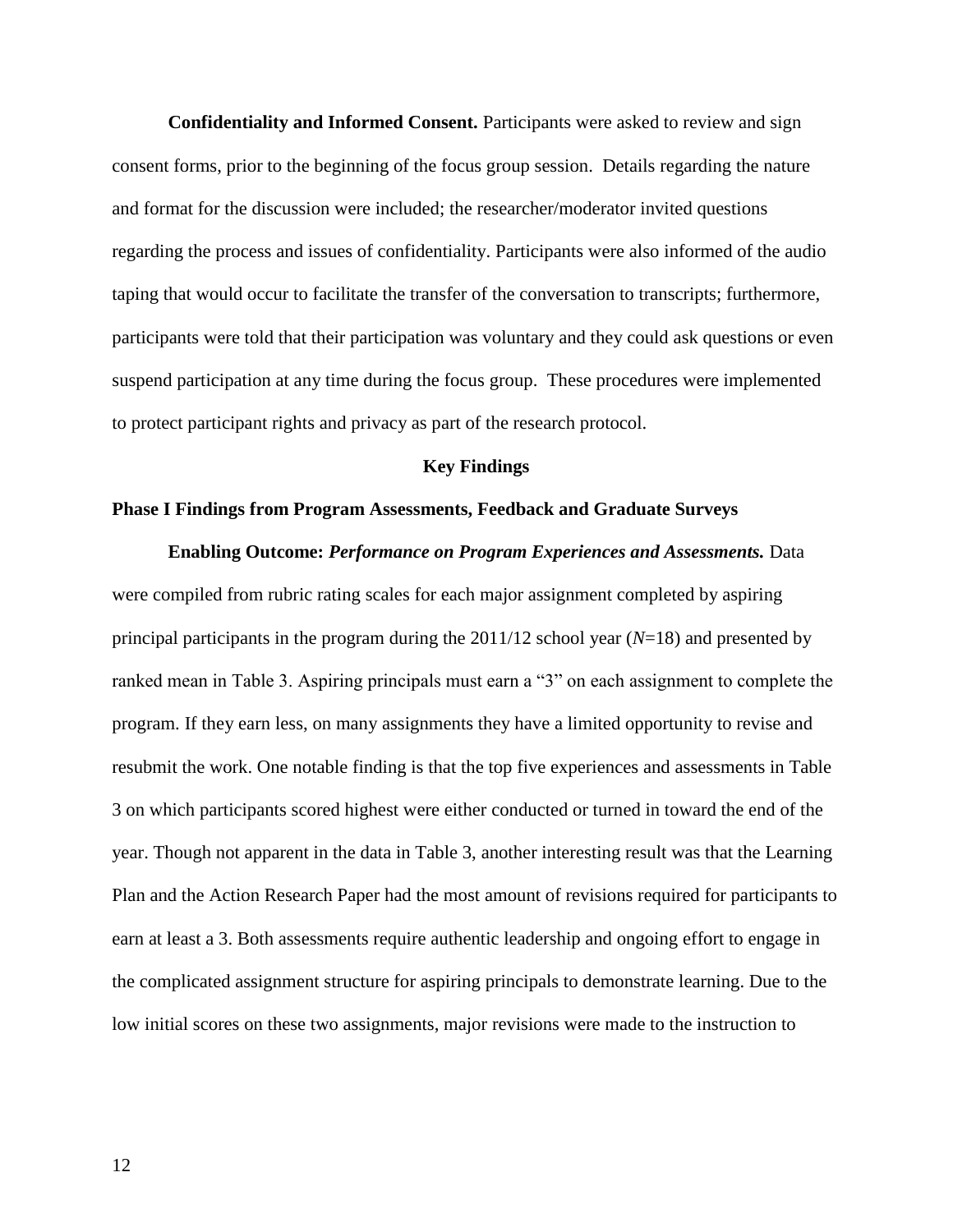**Confidentiality and Informed Consent.** Participants were asked to review and sign consent forms, prior to the beginning of the focus group session. Details regarding the nature and format for the discussion were included; the researcher/moderator invited questions regarding the process and issues of confidentiality. Participants were also informed of the audio taping that would occur to facilitate the transfer of the conversation to transcripts; furthermore, participants were told that their participation was voluntary and they could ask questions or even suspend participation at any time during the focus group. These procedures were implemented to protect participant rights and privacy as part of the research protocol.

## Key Findings

### Phase I Findings from Program Assessments, Feedback and Graduate Surveys

**Enabling Outcome: *Performance on Program Experiences and Assessments.*** Data were compiled from rubric rating scales for each major assignment completed by aspiring principal participants in the program during the 2011/12 school year (*N*=18) and presented by ranked mean in Table 3. Aspiring principals must earn a "3" on each assignment to complete the program. If they earn less, on many assignments they have a limited opportunity to revise and resubmit the work. One notable finding is that the top five experiences and assessments in Table 3 on which participants scored highest were either conducted or turned in toward the end of the year. Though not apparent in the data in Table 3, another interesting result was that the Learning Plan and the Action Research Paper had the most amount of revisions required for participants to earn at least a 3. Both assessments require authentic leadership and ongoing effort to engage in the complicated assignment structure for aspiring principals to demonstrate learning. Due to the low initial scores on these two assignments, major revisions were made to the instruction to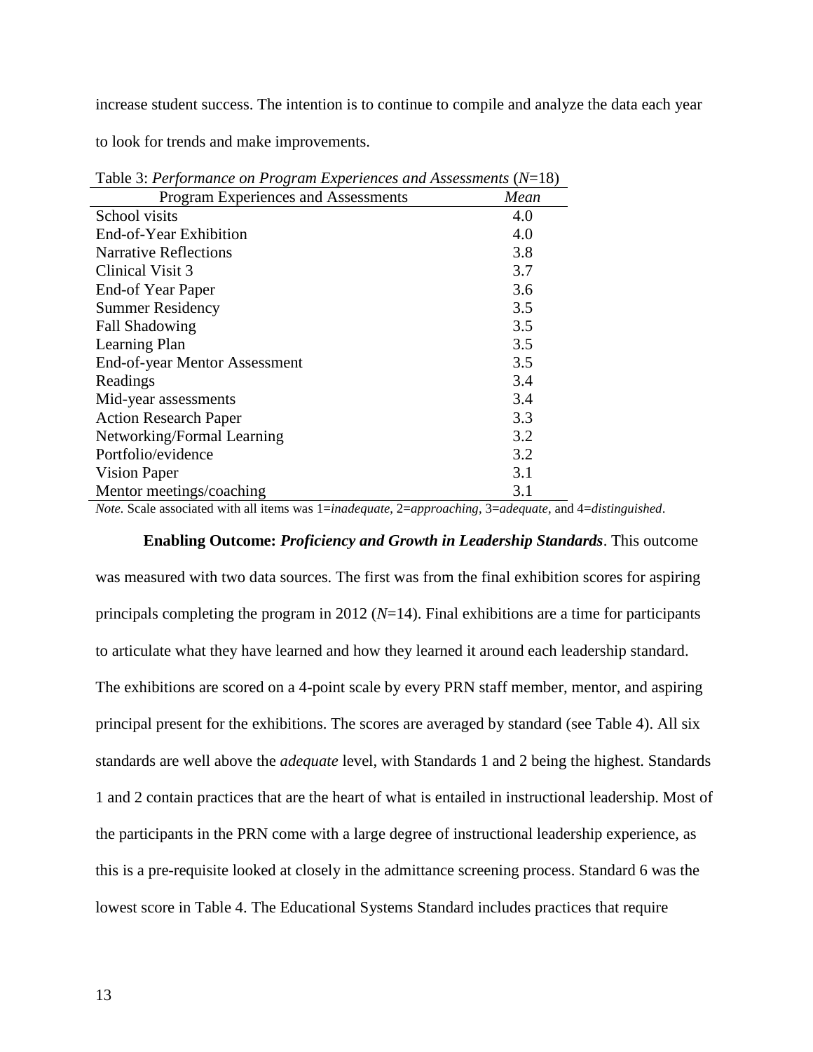increase student success. The intention is to continue to compile and analyze the data each year to look for trends and make improvements.

Table 3: *Performance on Program Experiences and Assessments* (*N*=18)

| Program Experiences and Assessments | *Mean* |
|---|---|
| School visits | 4.0 |
| End-of-Year Exhibition | 4.0 |
| Narrative Reflections | 3.8 |
| Clinical Visit 3 | 3.7 |
| End-of Year Paper | 3.6 |
| Summer Residency | 3.5 |
| Fall Shadowing | 3.5 |
| Learning Plan | 3.5 |
| End-of-year Mentor Assessment | 3.5 |
| Readings | 3.4 |
| Mid-year assessments | 3.4 |
| Action Research Paper | 3.3 |
| Networking/Formal Learning | 3.2 |
| Portfolio/evidence | 3.2 |
| Vision Paper | 3.1 |
| Mentor meetings/coaching | 3.1 |

*Note.* Scale associated with all items was 1=*inadequate*, 2=*approaching*, 3=*adequate*, and 4=*distinguished*.

**Enabling Outcome: *Proficiency and Growth in Leadership Standards***. This outcome was measured with two data sources. The first was from the final exhibition scores for aspiring principals completing the program in 2012 (*N*=14). Final exhibitions are a time for participants to articulate what they have learned and how they learned it around each leadership standard. The exhibitions are scored on a 4-point scale by every PRN staff member, mentor, and aspiring principal present for the exhibitions. The scores are averaged by standard (see Table 4). All six standards are well above the *adequate* level, with Standards 1 and 2 being the highest. Standards 1 and 2 contain practices that are the heart of what is entailed in instructional leadership. Most of the participants in the PRN come with a large degree of instructional leadership experience, as this is a pre-requisite looked at closely in the admittance screening process. Standard 6 was the lowest score in Table 4. The Educational Systems Standard includes practices that require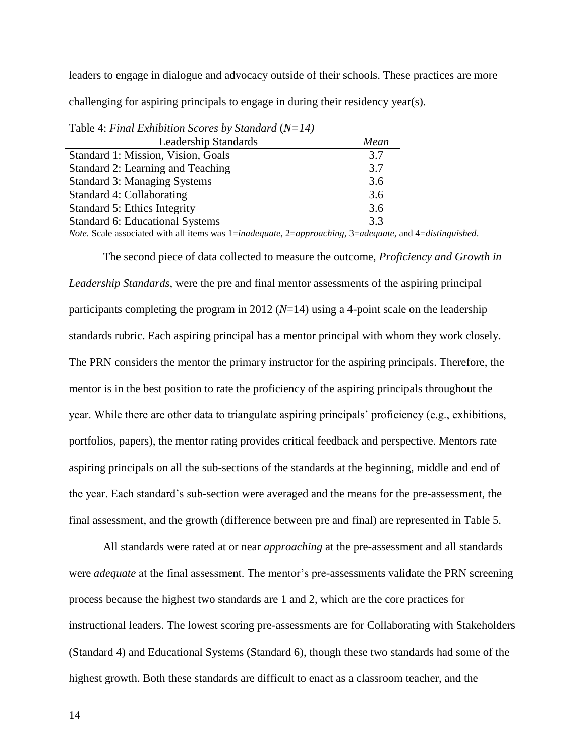leaders to engage in dialogue and advocacy outside of their schools. These practices are more challenging for aspiring principals to engage in during their residency year(s).

Table 4: *Final Exhibition Scores by Standard* (*N=14*)

| Leadership Standards | *Mean* |
|---|---|
| Standard 1: Mission, Vision, Goals | 3.7 |
| Standard 2: Learning and Teaching | 3.7 |
| Standard 3: Managing Systems | 3.6 |
| Standard 4: Collaborating | 3.6 |
| Standard 5: Ethics Integrity | 3.6 |
| Standard 6: Educational Systems | 3.3 |

*Note.* Scale associated with all items was 1=*inadequate*, 2=*approaching*, 3=*adequate*, and 4=*distinguished*.

The second piece of data collected to measure the outcome, *Proficiency and Growth in Leadership Standards*, were the pre and final mentor assessments of the aspiring principal participants completing the program in 2012 (*N*=14) using a 4-point scale on the leadership standards rubric. Each aspiring principal has a mentor principal with whom they work closely. The PRN considers the mentor the primary instructor for the aspiring principals. Therefore, the mentor is in the best position to rate the proficiency of the aspiring principals throughout the year. While there are other data to triangulate aspiring principals' proficiency (e.g., exhibitions, portfolios, papers), the mentor rating provides critical feedback and perspective. Mentors rate aspiring principals on all the sub-sections of the standards at the beginning, middle and end of the year. Each standard's sub-section were averaged and the means for the pre-assessment, the final assessment, and the growth (difference between pre and final) are represented in Table 5.

All standards were rated at or near *approaching* at the pre-assessment and all standards were *adequate* at the final assessment. The mentor's pre-assessments validate the PRN screening process because the highest two standards are 1 and 2, which are the core practices for instructional leaders. The lowest scoring pre-assessments are for Collaborating with Stakeholders (Standard 4) and Educational Systems (Standard 6), though these two standards had some of the highest growth. Both these standards are difficult to enact as a classroom teacher, and the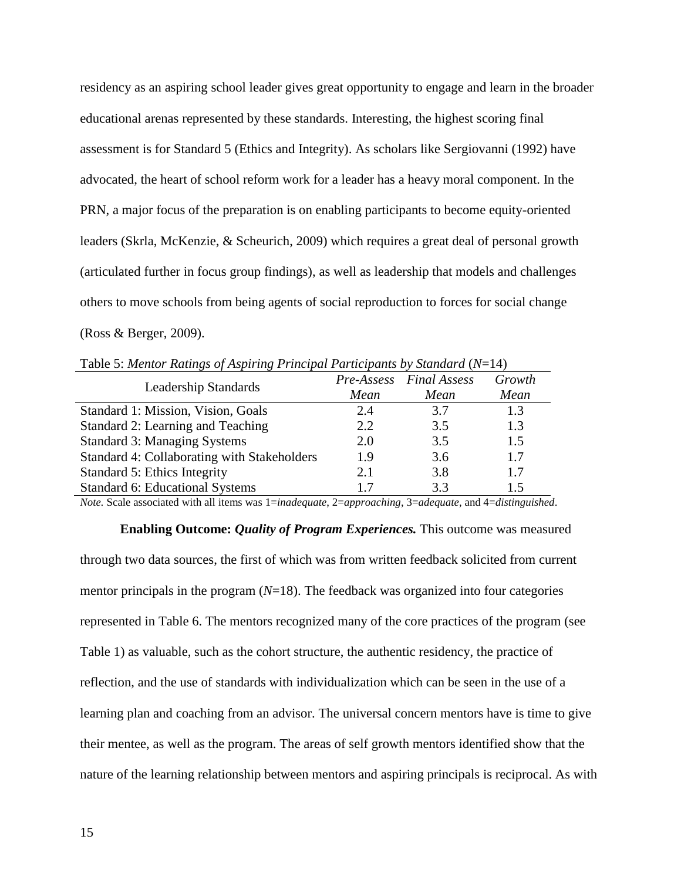residency as an aspiring school leader gives great opportunity to engage and learn in the broader educational arenas represented by these standards. Interesting, the highest scoring final assessment is for Standard 5 (Ethics and Integrity). As scholars like Sergiovanni (1992) have advocated, the heart of school reform work for a leader has a heavy moral component. In the PRN, a major focus of the preparation is on enabling participants to become equity-oriented leaders (Skrla, McKenzie, & Scheurich, 2009) which requires a great deal of personal growth (articulated further in focus group findings), as well as leadership that models and challenges others to move schools from being agents of social reproduction to forces for social change (Ross & Berger, 2009).

Table 5: *Mentor Ratings of Aspiring Principal Participants by Standard* (*N*=14)

| Leadership Standards | *Pre-Assess Mean* | *Final Assess Mean* | *Growth Mean* |
|---|---|---|---|
| Standard 1: Mission, Vision, Goals | 2.4 | 3.7 | 1.3 |
| Standard 2: Learning and Teaching | 2.2 | 3.5 | 1.3 |
| Standard 3: Managing Systems | 2.0 | 3.5 | 1.5 |
| Standard 4: Collaborating with Stakeholders | 1.9 | 3.6 | 1.7 |
| Standard 5: Ethics Integrity | 2.1 | 3.8 | 1.7 |
| Standard 6: Educational Systems | 1.7 | 3.3 | 1.5 |

*Note.* Scale associated with all items was 1=*inadequate*, 2=*approaching*, 3=*adequate*, and 4=*distinguished*.

**Enabling Outcome: *Quality of Program Experiences.*** This outcome was measured through two data sources, the first of which was from written feedback solicited from current mentor principals in the program (*N*=18). The feedback was organized into four categories represented in Table 6. The mentors recognized many of the core practices of the program (see Table 1) as valuable, such as the cohort structure, the authentic residency, the practice of reflection, and the use of standards with individualization which can be seen in the use of a learning plan and coaching from an advisor. The universal concern mentors have is time to give their mentee, as well as the program. The areas of self growth mentors identified show that the nature of the learning relationship between mentors and aspiring principals is reciprocal. As with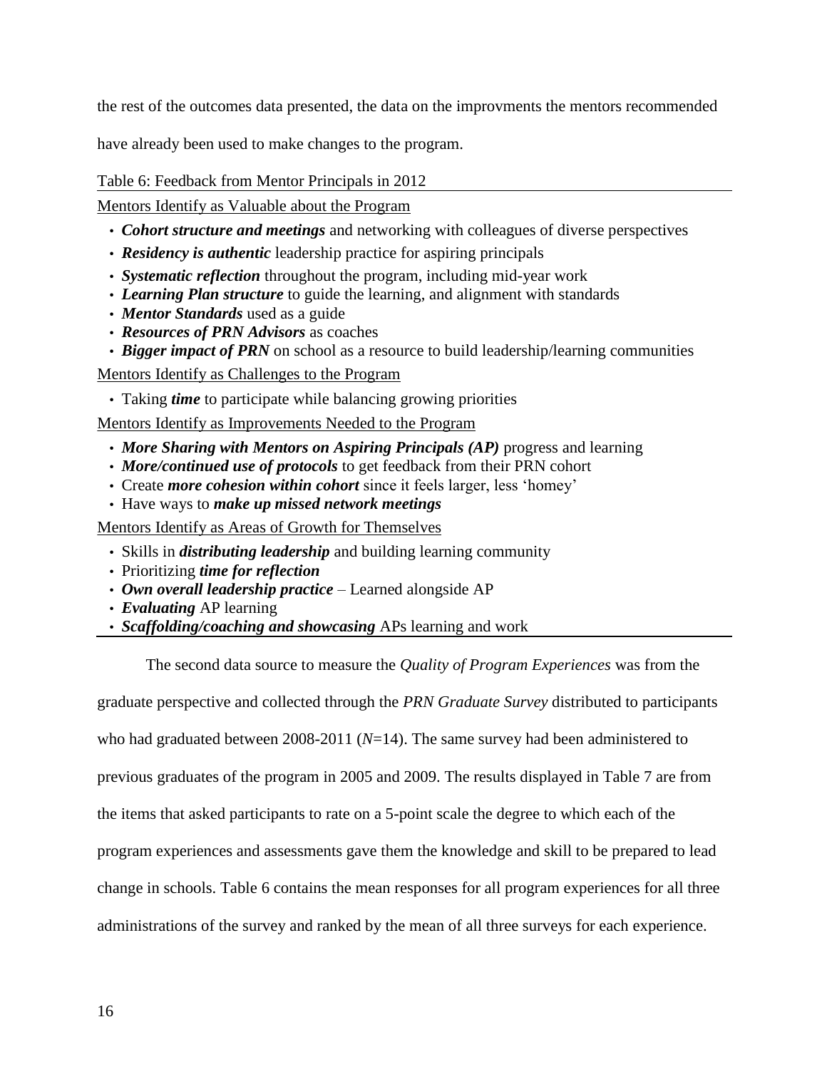the rest of the outcomes data presented, the data on the improvments the mentors recommended have already been used to make changes to the program.

Table 6: Feedback from Mentor Principals in 2012

Mentors Identify as Valuable about the Program

- ***Cohort structure and meetings*** and networking with colleagues of diverse perspectives
- ***Residency is authentic*** leadership practice for aspiring principals
- ***Systematic reflection*** throughout the program, including mid-year work
- ***Learning Plan structure*** to guide the learning, and alignment with standards
- ***Mentor Standards*** used as a guide
- ***Resources of PRN Advisors*** as coaches
- ***Bigger impact of PRN*** on school as a resource to build leadership/learning communities

Mentors Identify as Challenges to the Program

- Taking ***time*** to participate while balancing growing priorities

Mentors Identify as Improvements Needed to the Program

- ***More Sharing with Mentors on Aspiring Principals (AP)*** progress and learning
- ***More/continued use of protocols*** to get feedback from their PRN cohort
- Create ***more cohesion within cohort*** since it feels larger, less 'homey'
- Have ways to ***make up missed network meetings***

Mentors Identify as Areas of Growth for Themselves

- Skills in ***distributing leadership*** and building learning community
- Prioritizing ***time for reflection***
- ***Own overall leadership practice*** – Learned alongside AP
- ***Evaluating*** AP learning
- ***Scaffolding/coaching and showcasing*** APs learning and work

The second data source to measure the *Quality of Program Experiences* was from the graduate perspective and collected through the *PRN Graduate Survey* distributed to participants who had graduated between 2008-2011 ($N$=14). The same survey had been administered to previous graduates of the program in 2005 and 2009. The results displayed in Table 7 are from the items that asked participants to rate on a 5-point scale the degree to which each of the program experiences and assessments gave them the knowledge and skill to be prepared to lead change in schools. Table 6 contains the mean responses for all program experiences for all three administrations of the survey and ranked by the mean of all three surveys for each experience.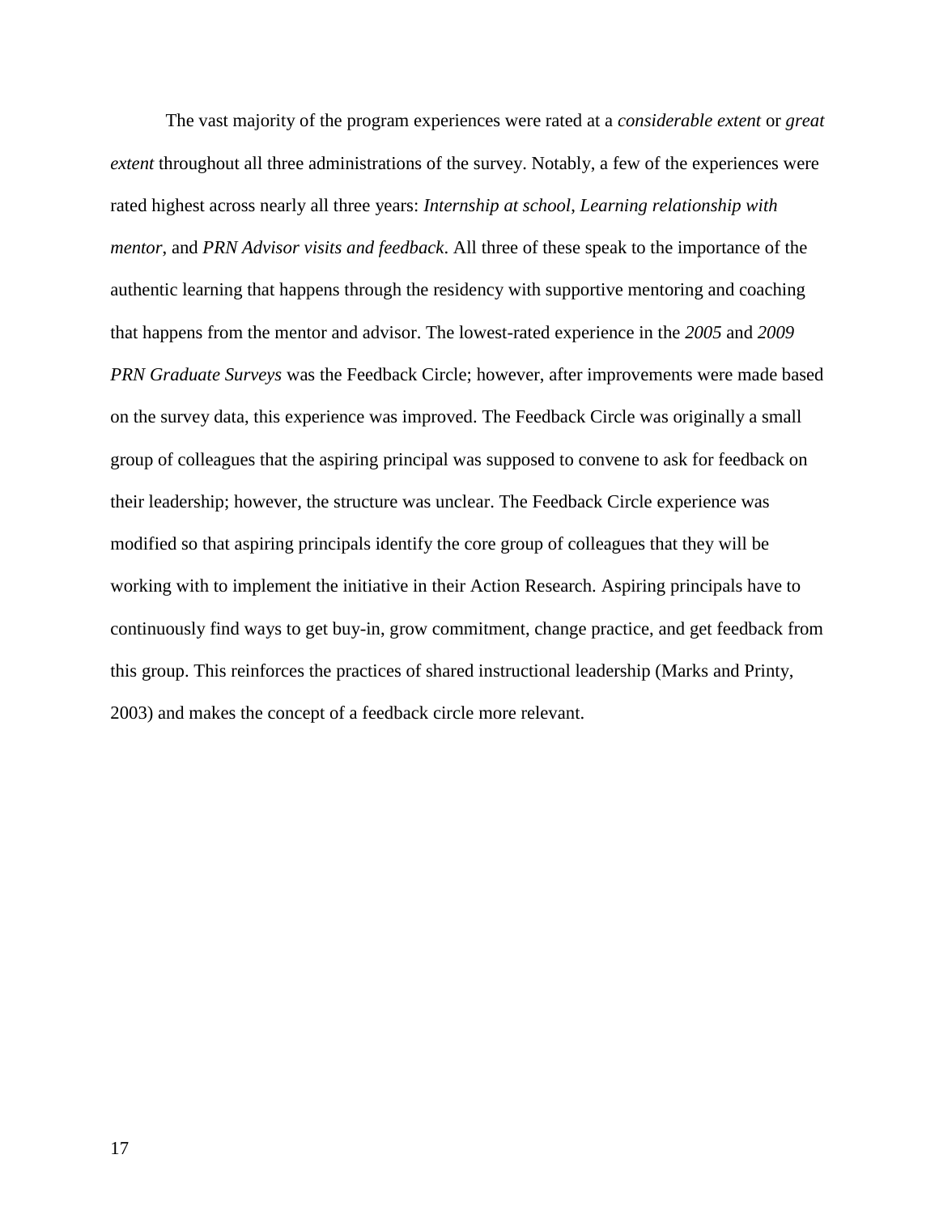The vast majority of the program experiences were rated at a *considerable extent* or *great extent* throughout all three administrations of the survey. Notably, a few of the experiences were rated highest across nearly all three years: *Internship at school*, *Learning relationship with mentor*, and *PRN Advisor visits and feedback*. All three of these speak to the importance of the authentic learning that happens through the residency with supportive mentoring and coaching that happens from the mentor and advisor. The lowest-rated experience in the *2005* and *2009 PRN Graduate Surveys* was the Feedback Circle; however, after improvements were made based on the survey data, this experience was improved. The Feedback Circle was originally a small group of colleagues that the aspiring principal was supposed to convene to ask for feedback on their leadership; however, the structure was unclear. The Feedback Circle experience was modified so that aspiring principals identify the core group of colleagues that they will be working with to implement the initiative in their Action Research. Aspiring principals have to continuously find ways to get buy-in, grow commitment, change practice, and get feedback from this group. This reinforces the practices of shared instructional leadership (Marks and Printy, 2003) and makes the concept of a feedback circle more relevant.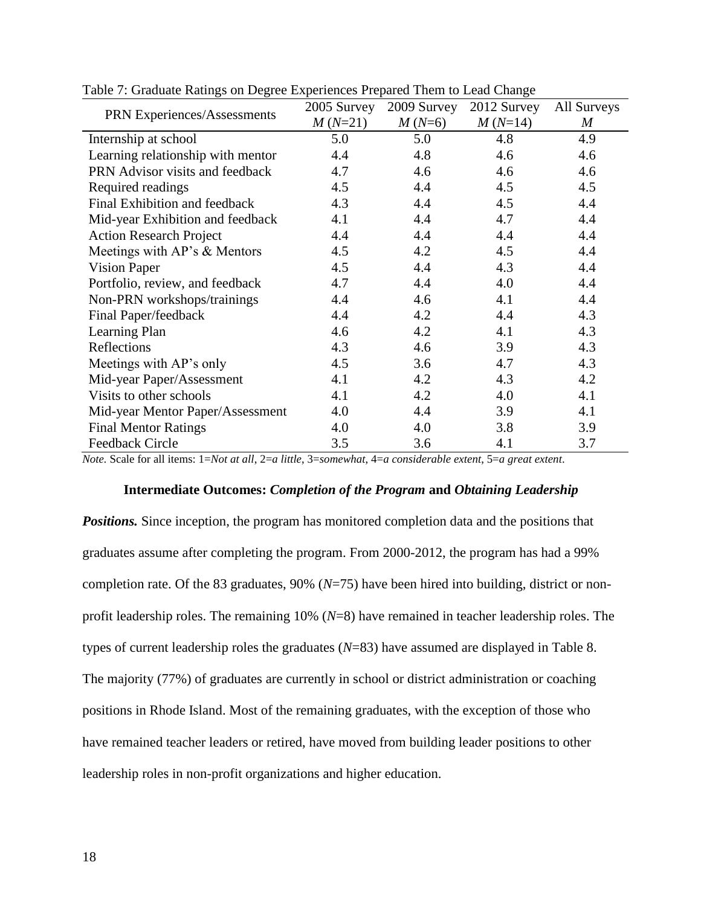Table 7: Graduate Ratings on Degree Experiences Prepared Them to Lead Change

| PRN Experiences/Assessments | 2005 Survey *M* (*N*=21) | 2009 Survey *M* (*N*=6) | 2012 Survey *M* (*N*=14) | All Surveys *M* |
|---|---|---|---|---|
| Internship at school | 5.0 | 5.0 | 4.8 | 4.9 |
| Learning relationship with mentor | 4.4 | 4.8 | 4.6 | 4.6 |
| PRN Advisor visits and feedback | 4.7 | 4.6 | 4.6 | 4.6 |
| Required readings | 4.5 | 4.4 | 4.5 | 4.5 |
| Final Exhibition and feedback | 4.3 | 4.4 | 4.5 | 4.4 |
| Mid-year Exhibition and feedback | 4.1 | 4.4 | 4.7 | 4.4 |
| Action Research Project | 4.4 | 4.4 | 4.4 | 4.4 |
| Meetings with AP's & Mentors | 4.5 | 4.2 | 4.5 | 4.4 |
| Vision Paper | 4.5 | 4.4 | 4.3 | 4.4 |
| Portfolio, review, and feedback | 4.7 | 4.4 | 4.0 | 4.4 |
| Non-PRN workshops/trainings | 4.4 | 4.6 | 4.1 | 4.4 |
| Final Paper/feedback | 4.4 | 4.2 | 4.4 | 4.3 |
| Learning Plan | 4.6 | 4.2 | 4.1 | 4.3 |
| Reflections | 4.3 | 4.6 | 3.9 | 4.3 |
| Meetings with AP's only | 4.5 | 3.6 | 4.7 | 4.3 |
| Mid-year Paper/Assessment | 4.1 | 4.2 | 4.3 | 4.2 |
| Visits to other schools | 4.1 | 4.2 | 4.0 | 4.1 |
| Mid-year Mentor Paper/Assessment | 4.0 | 4.4 | 3.9 | 4.1 |
| Final Mentor Ratings | 4.0 | 4.0 | 3.8 | 3.9 |
| Feedback Circle | 3.5 | 3.6 | 4.1 | 3.7 |

*Note.* Scale for all items: 1=*Not at all*, 2=*a little*, 3=*somewhat*, 4=*a considerable extent*, 5=*a great extent*.

**Intermediate Outcomes:** ***Completion of the Program*** **and** ***Obtaining Leadership Positions.*** Since inception, the program has monitored completion data and the positions that graduates assume after completing the program. From 2000-2012, the program has had a 99% completion rate. Of the 83 graduates, 90% (*N*=75) have been hired into building, district or non-profit leadership roles. The remaining 10% (*N*=8) have remained in teacher leadership roles. The types of current leadership roles the graduates (*N*=83) have assumed are displayed in Table 8. The majority (77%) of graduates are currently in school or district administration or coaching positions in Rhode Island. Most of the remaining graduates, with the exception of those who have remained teacher leaders or retired, have moved from building leader positions to other leadership roles in non-profit organizations and higher education.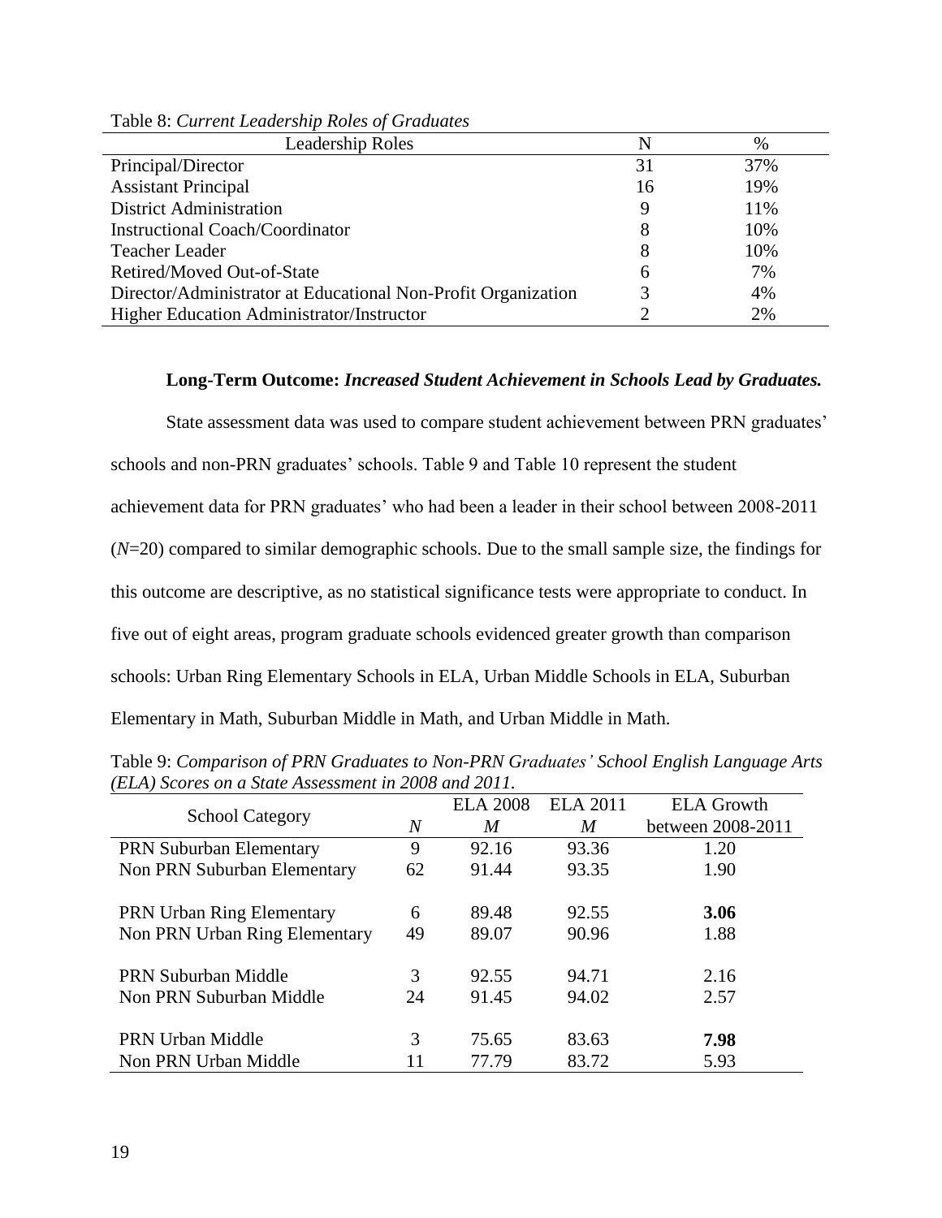Table 8: *Current Leadership Roles of Graduates*

| Leadership Roles | N | % |
|---|---|---|
| Principal/Director | 31 | 37% |
| Assistant Principal | 16 | 19% |
| District Administration | 9 | 11% |
| Instructional Coach/Coordinator | 8 | 10% |
| Teacher Leader | 8 | 10% |
| Retired/Moved Out-of-State | 6 | 7% |
| Director/Administrator at Educational Non-Profit Organization | 3 | 4% |
| Higher Education Administrator/Instructor | 2 | 2% |

**Long-Term Outcome:** ***Increased Student Achievement in Schools Lead by Graduates.***

State assessment data was used to compare student achievement between PRN graduates' schools and non-PRN graduates' schools. Table 9 and Table 10 represent the student achievement data for PRN graduates' who had been a leader in their school between 2008-2011 ($N$=20) compared to similar demographic schools. Due to the small sample size, the findings for this outcome are descriptive, as no statistical significance tests were appropriate to conduct. In five out of eight areas, program graduate schools evidenced greater growth than comparison schools: Urban Ring Elementary Schools in ELA, Urban Middle Schools in ELA, Suburban Elementary in Math, Suburban Middle in Math, and Urban Middle in Math.

Table 9: *Comparison of PRN Graduates to Non-PRN Graduates' School English Language Arts (ELA) Scores on a State Assessment in 2008 and 2011.*

| School Category | $N$ | ELA 2008 $M$ | ELA 2011 $M$ | ELA Growth between 2008-2011 |
|---|---|---|---|---|
| PRN Suburban Elementary | 9 | 92.16 | 93.36 | 1.20 |
| Non PRN Suburban Elementary | 62 | 91.44 | 93.35 | 1.90 |
| PRN Urban Ring Elementary | 6 | 89.48 | 92.55 | **3.06** |
| Non PRN Urban Ring Elementary | 49 | 89.07 | 90.96 | 1.88 |
| PRN Suburban Middle | 3 | 92.55 | 94.71 | 2.16 |
| Non PRN Suburban Middle | 24 | 91.45 | 94.02 | 2.57 |
| PRN Urban Middle | 3 | 75.65 | 83.63 | **7.98** |
| Non PRN Urban Middle | 11 | 77.79 | 83.72 | 5.93 |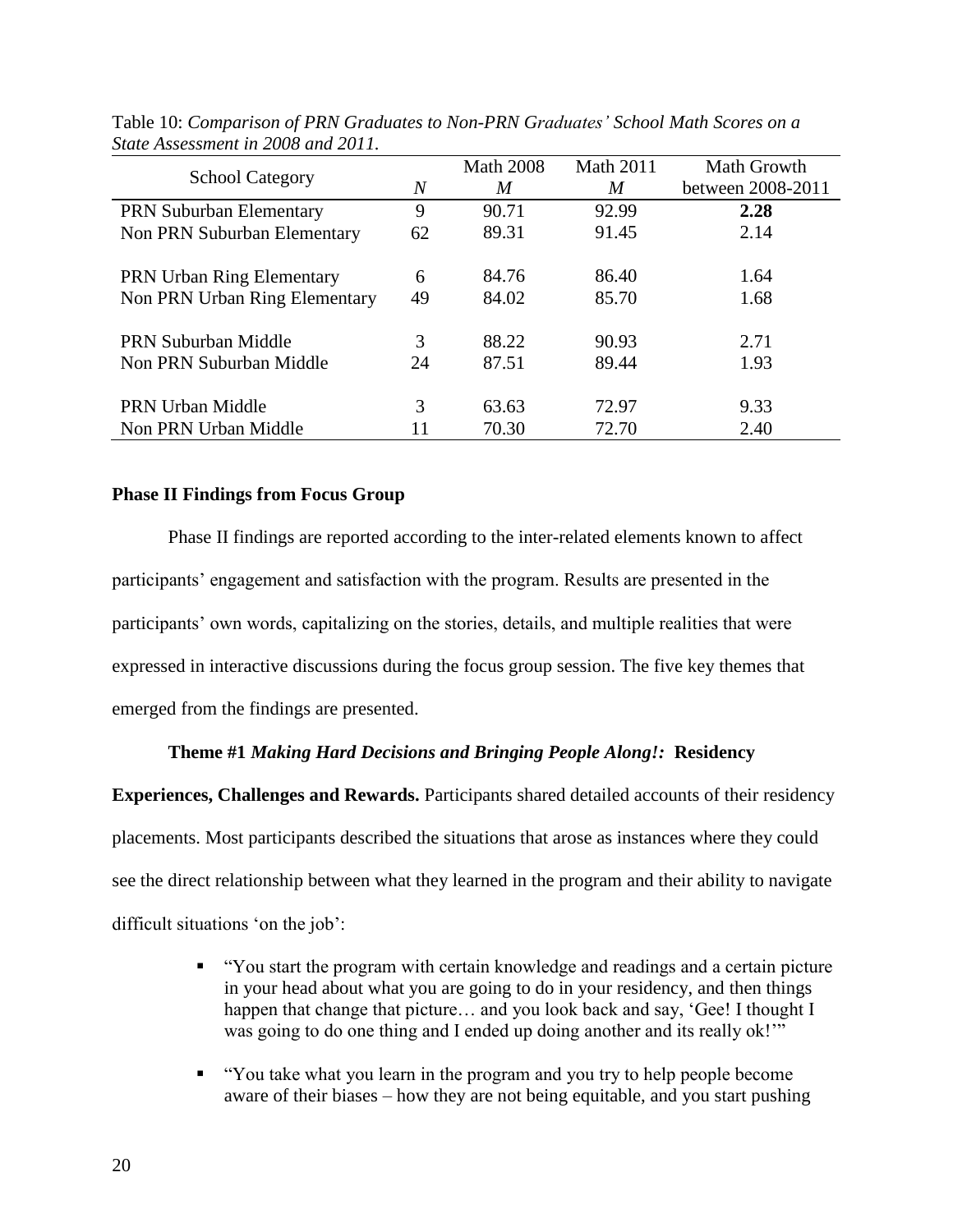Table 10: *Comparison of PRN Graduates to Non-PRN Graduates' School Math Scores on a State Assessment in 2008 and 2011.*

| School Category | *N* | Math 2008 *M* | Math 2011 *M* | Math Growth between 2008-2011 |
|---|---|---|---|---|
| PRN Suburban Elementary | 9 | 90.71 | 92.99 | **2.28** |
| Non PRN Suburban Elementary | 62 | 89.31 | 91.45 | 2.14 |
| PRN Urban Ring Elementary | 6 | 84.76 | 86.40 | 1.64 |
| Non PRN Urban Ring Elementary | 49 | 84.02 | 85.70 | 1.68 |
| PRN Suburban Middle | 3 | 88.22 | 90.93 | 2.71 |
| Non PRN Suburban Middle | 24 | 87.51 | 89.44 | 1.93 |
| PRN Urban Middle | 3 | 63.63 | 72.97 | 9.33 |
| Non PRN Urban Middle | 11 | 70.30 | 72.70 | 2.40 |

**Phase II Findings from Focus Group**

Phase II findings are reported according to the inter-related elements known to affect participants' engagement and satisfaction with the program. Results are presented in the participants' own words, capitalizing on the stories, details, and multiple realities that were expressed in interactive discussions during the focus group session. The five key themes that emerged from the findings are presented.

**Theme #1** ***Making Hard Decisions and Bringing People Along!:*** **Residency Experiences, Challenges and Rewards.** Participants shared detailed accounts of their residency placements. Most participants described the situations that arose as instances where they could see the direct relationship between what they learned in the program and their ability to navigate difficult situations 'on the job':

- "You start the program with certain knowledge and readings and a certain picture in your head about what you are going to do in your residency, and then things happen that change that picture… and you look back and say, 'Gee! I thought I was going to do one thing and I ended up doing another and its really ok!'"
- "You take what you learn in the program and you try to help people become aware of their biases – how they are not being equitable, and you start pushing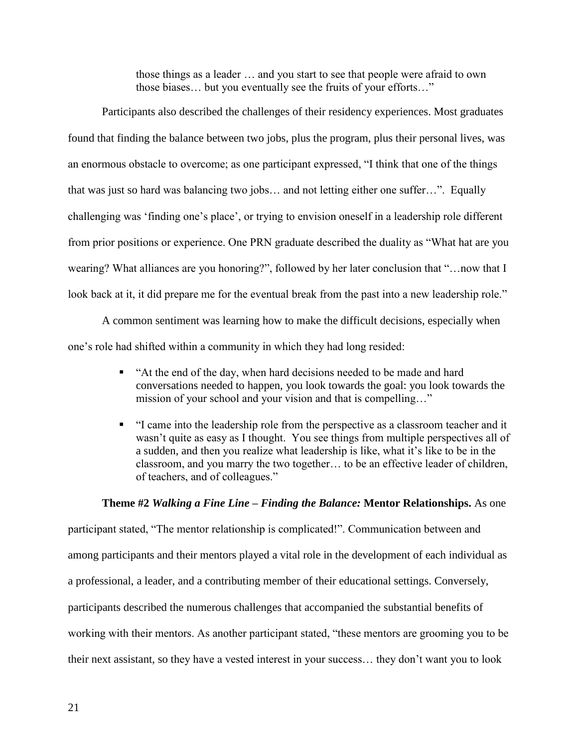> those things as a leader … and you start to see that people were afraid to own those biases… but you eventually see the fruits of your efforts…"

Participants also described the challenges of their residency experiences. Most graduates found that finding the balance between two jobs, plus the program, plus their personal lives, was an enormous obstacle to overcome; as one participant expressed, "I think that one of the things that was just so hard was balancing two jobs… and not letting either one suffer…". Equally challenging was 'finding one's place', or trying to envision oneself in a leadership role different from prior positions or experience. One PRN graduate described the duality as "What hat are you wearing? What alliances are you honoring?", followed by her later conclusion that "…now that I look back at it, it did prepare me for the eventual break from the past into a new leadership role."

A common sentiment was learning how to make the difficult decisions, especially when one's role had shifted within a community in which they had long resided:

- "At the end of the day, when hard decisions needed to be made and hard conversations needed to happen, you look towards the goal: you look towards the mission of your school and your vision and that is compelling…"
- "I came into the leadership role from the perspective as a classroom teacher and it wasn't quite as easy as I thought. You see things from multiple perspectives all of a sudden, and then you realize what leadership is like, what it's like to be in the classroom, and you marry the two together… to be an effective leader of children, of teachers, and of colleagues."

**Theme #2** ***Walking a Fine Line – Finding the Balance:*** **Mentor Relationships.** As one participant stated, "The mentor relationship is complicated!". Communication between and among participants and their mentors played a vital role in the development of each individual as a professional, a leader, and a contributing member of their educational settings. Conversely, participants described the numerous challenges that accompanied the substantial benefits of working with their mentors. As another participant stated, "these mentors are grooming you to be their next assistant, so they have a vested interest in your success… they don't want you to look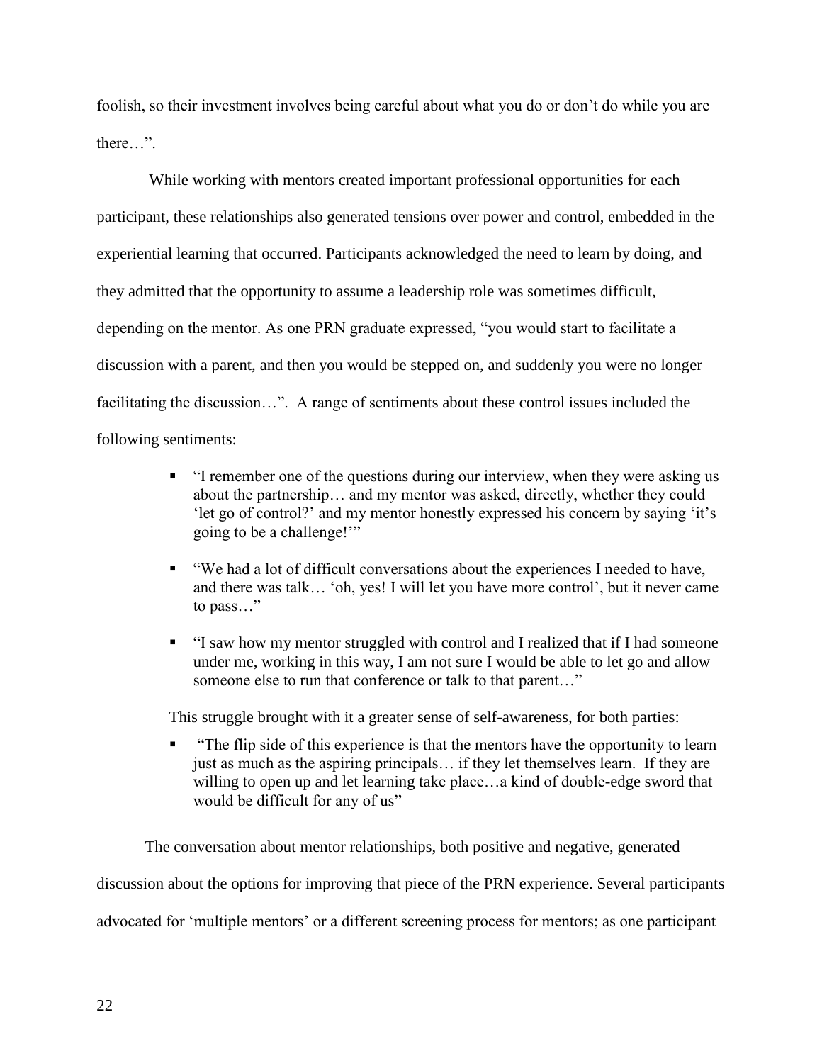foolish, so their investment involves being careful about what you do or don't do while you are there…".

While working with mentors created important professional opportunities for each participant, these relationships also generated tensions over power and control, embedded in the experiential learning that occurred. Participants acknowledged the need to learn by doing, and they admitted that the opportunity to assume a leadership role was sometimes difficult, depending on the mentor. As one PRN graduate expressed, "you would start to facilitate a discussion with a parent, and then you would be stepped on, and suddenly you were no longer facilitating the discussion…". A range of sentiments about these control issues included the following sentiments:

- "I remember one of the questions during our interview, when they were asking us about the partnership… and my mentor was asked, directly, whether they could 'let go of control?' and my mentor honestly expressed his concern by saying 'it's going to be a challenge!'"
- "We had a lot of difficult conversations about the experiences I needed to have, and there was talk… 'oh, yes! I will let you have more control', but it never came to pass…"
- "I saw how my mentor struggled with control and I realized that if I had someone under me, working in this way, I am not sure I would be able to let go and allow someone else to run that conference or talk to that parent…"

This struggle brought with it a greater sense of self-awareness, for both parties:

- "The flip side of this experience is that the mentors have the opportunity to learn just as much as the aspiring principals… if they let themselves learn. If they are willing to open up and let learning take place…a kind of double-edge sword that would be difficult for any of us"

The conversation about mentor relationships, both positive and negative, generated discussion about the options for improving that piece of the PRN experience. Several participants advocated for 'multiple mentors' or a different screening process for mentors; as one participant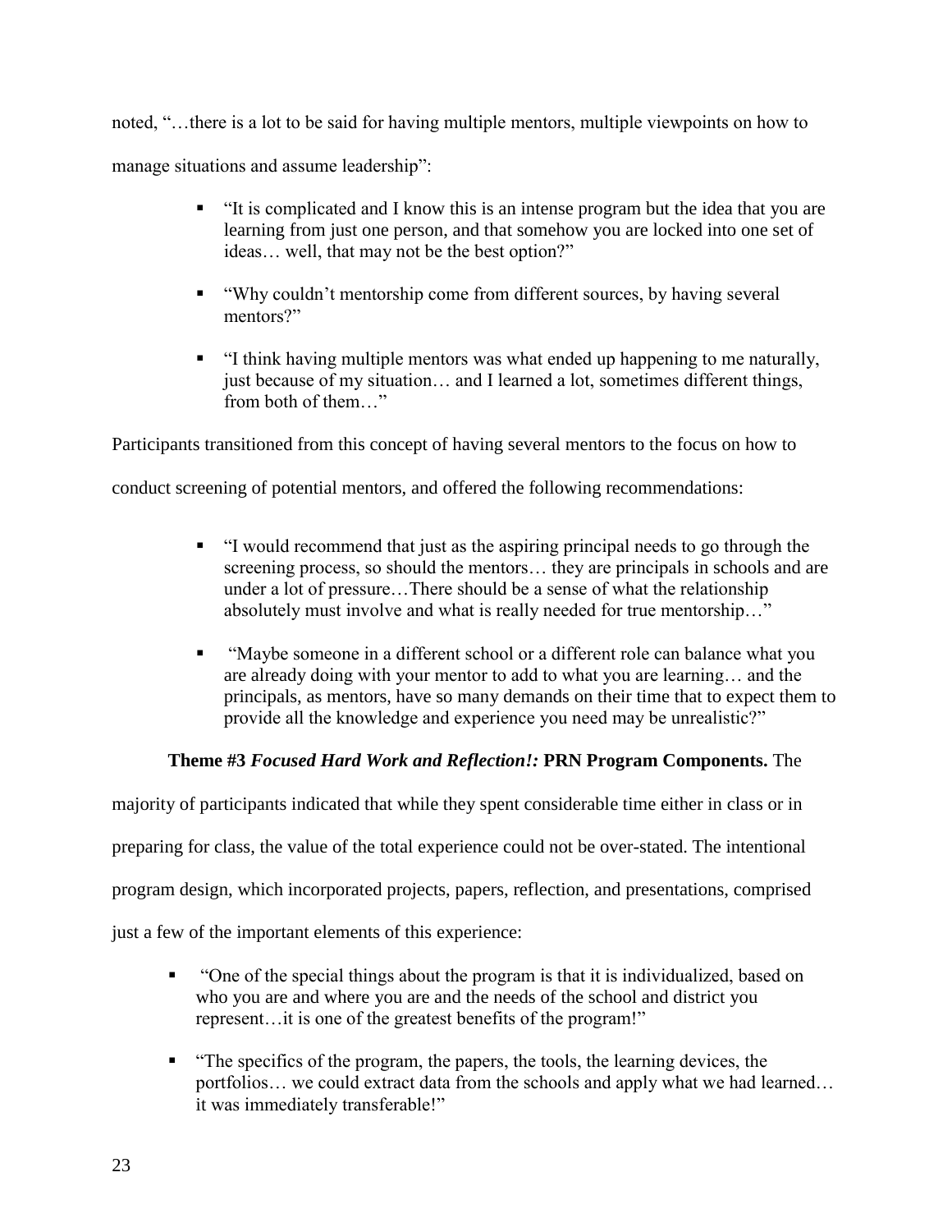noted, "…there is a lot to be said for having multiple mentors, multiple viewpoints on how to manage situations and assume leadership":

- "It is complicated and I know this is an intense program but the idea that you are learning from just one person, and that somehow you are locked into one set of ideas… well, that may not be the best option?"
- "Why couldn't mentorship come from different sources, by having several mentors?"
- "I think having multiple mentors was what ended up happening to me naturally, just because of my situation… and I learned a lot, sometimes different things, from both of them…"

Participants transitioned from this concept of having several mentors to the focus on how to conduct screening of potential mentors, and offered the following recommendations:

- "I would recommend that just as the aspiring principal needs to go through the screening process, so should the mentors… they are principals in schools and are under a lot of pressure…There should be a sense of what the relationship absolutely must involve and what is really needed for true mentorship…"
- "Maybe someone in a different school or a different role can balance what you are already doing with your mentor to add to what you are learning… and the principals, as mentors, have so many demands on their time that to expect them to provide all the knowledge and experience you need may be unrealistic?"

**Theme #3** ***Focused Hard Work and Reflection!:*** **PRN Program Components.** The majority of participants indicated that while they spent considerable time either in class or in preparing for class, the value of the total experience could not be over-stated. The intentional program design, which incorporated projects, papers, reflection, and presentations, comprised just a few of the important elements of this experience:

- "One of the special things about the program is that it is individualized, based on who you are and where you are and the needs of the school and district you represent…it is one of the greatest benefits of the program!"
- "The specifics of the program, the papers, the tools, the learning devices, the portfolios… we could extract data from the schools and apply what we had learned… it was immediately transferable!"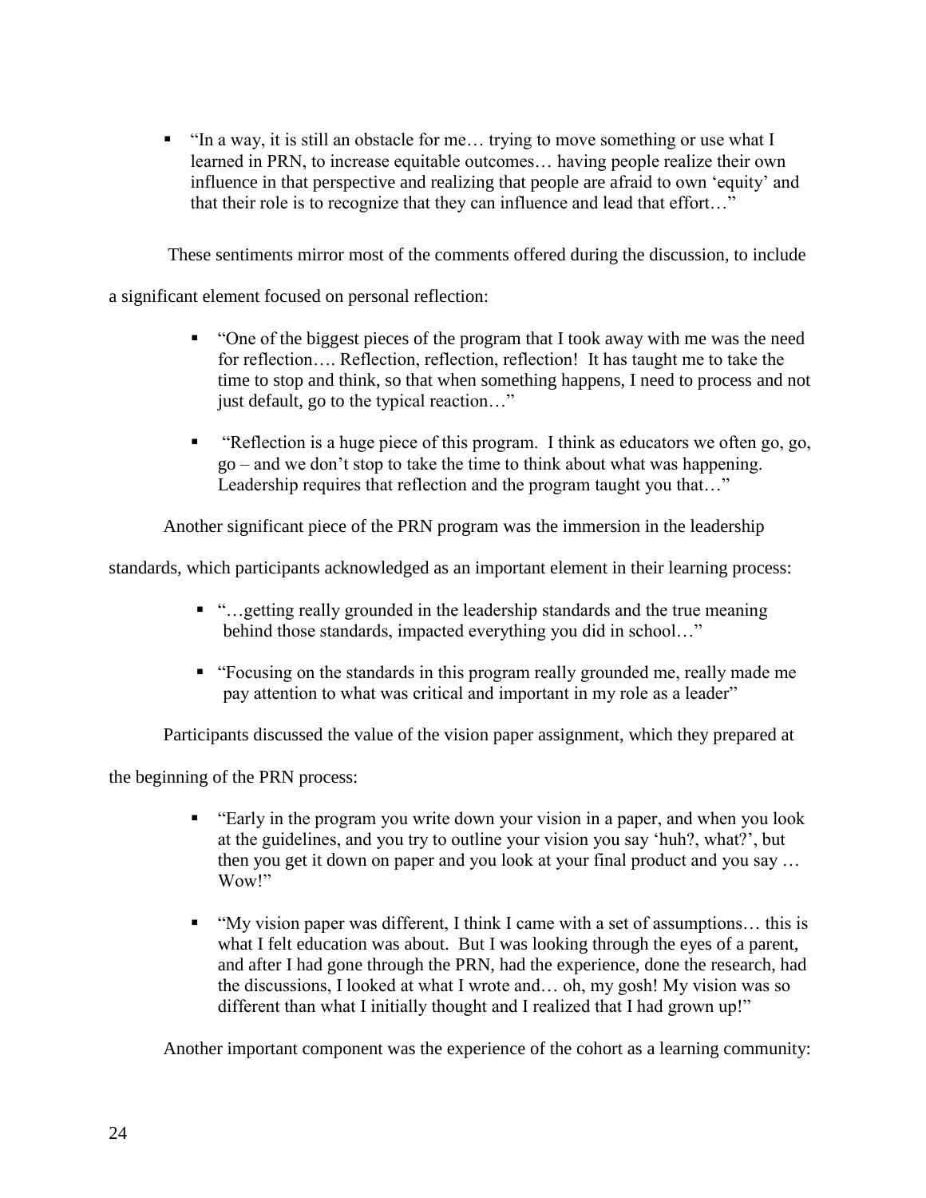- "In a way, it is still an obstacle for me… trying to move something or use what I learned in PRN, to increase equitable outcomes… having people realize their own influence in that perspective and realizing that people are afraid to own 'equity' and that their role is to recognize that they can influence and lead that effort…"

These sentiments mirror most of the comments offered during the discussion, to include a significant element focused on personal reflection:

- "One of the biggest pieces of the program that I took away with me was the need for reflection…. Reflection, reflection, reflection! It has taught me to take the time to stop and think, so that when something happens, I need to process and not just default, go to the typical reaction…"

- "Reflection is a huge piece of this program. I think as educators we often go, go, go – and we don't stop to take the time to think about what was happening. Leadership requires that reflection and the program taught you that…"

Another significant piece of the PRN program was the immersion in the leadership standards, which participants acknowledged as an important element in their learning process:

- "…getting really grounded in the leadership standards and the true meaning behind those standards, impacted everything you did in school…"

- "Focusing on the standards in this program really grounded me, really made me pay attention to what was critical and important in my role as a leader"

Participants discussed the value of the vision paper assignment, which they prepared at the beginning of the PRN process:

- "Early in the program you write down your vision in a paper, and when you look at the guidelines, and you try to outline your vision you say 'huh?, what?', but then you get it down on paper and you look at your final product and you say … Wow!"

- "My vision paper was different, I think I came with a set of assumptions… this is what I felt education was about. But I was looking through the eyes of a parent, and after I had gone through the PRN, had the experience, done the research, had the discussions, I looked at what I wrote and… oh, my gosh! My vision was so different than what I initially thought and I realized that I had grown up!"

Another important component was the experience of the cohort as a learning community: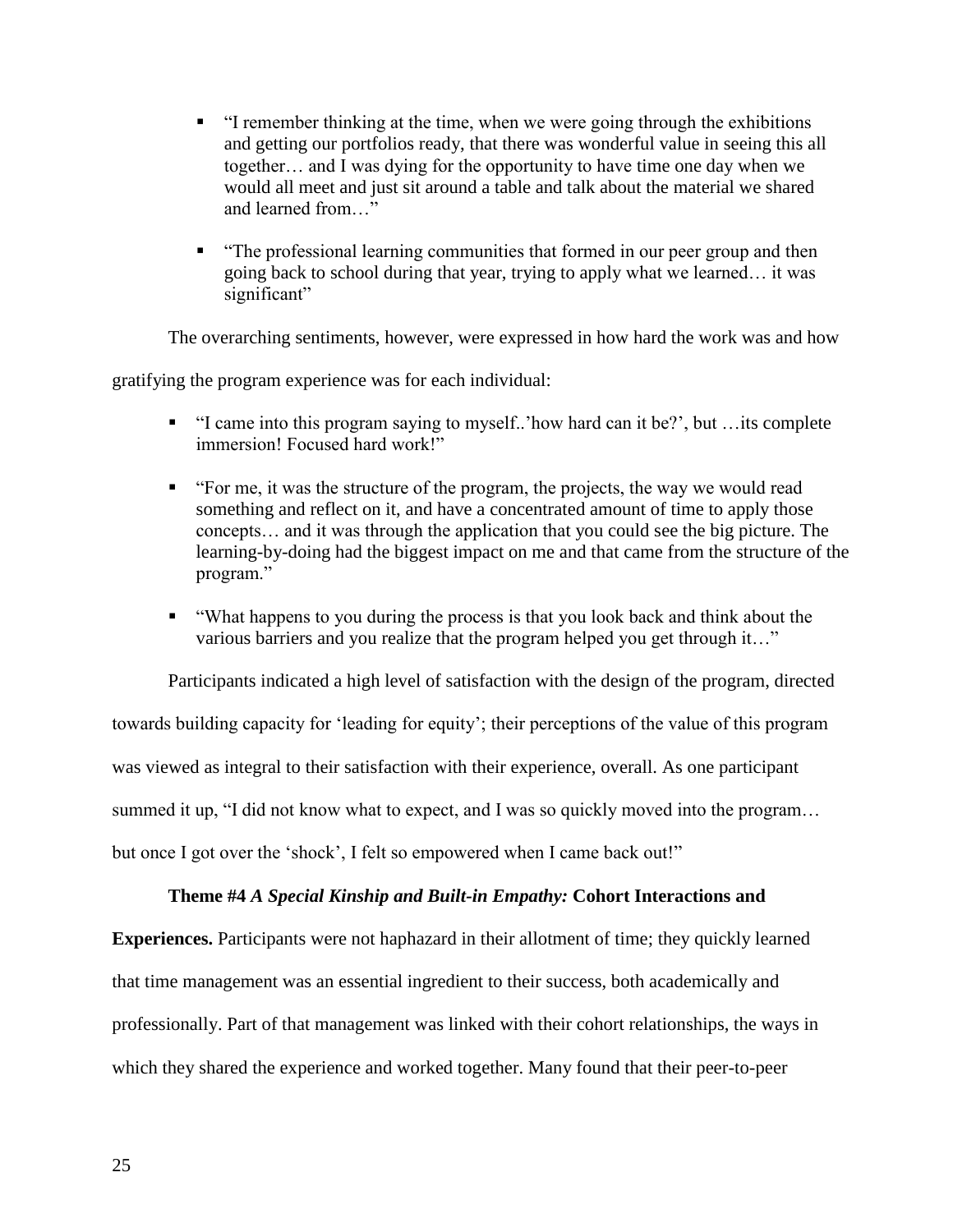- "I remember thinking at the time, when we were going through the exhibitions and getting our portfolios ready, that there was wonderful value in seeing this all together… and I was dying for the opportunity to have time one day when we would all meet and just sit around a table and talk about the material we shared and learned from…"

- "The professional learning communities that formed in our peer group and then going back to school during that year, trying to apply what we learned… it was significant"

The overarching sentiments, however, were expressed in how hard the work was and how gratifying the program experience was for each individual:

- "I came into this program saying to myself..'how hard can it be?', but …its complete immersion! Focused hard work!"

- "For me, it was the structure of the program, the projects, the way we would read something and reflect on it, and have a concentrated amount of time to apply those concepts… and it was through the application that you could see the big picture. The learning-by-doing had the biggest impact on me and that came from the structure of the program."

- "What happens to you during the process is that you look back and think about the various barriers and you realize that the program helped you get through it…"

Participants indicated a high level of satisfaction with the design of the program, directed towards building capacity for 'leading for equity'; their perceptions of the value of this program was viewed as integral to their satisfaction with their experience, overall. As one participant summed it up, "I did not know what to expect, and I was so quickly moved into the program… but once I got over the 'shock', I felt so empowered when I came back out!"

**Theme #4** ***A Special Kinship and Built-in Empathy:*** **Cohort Interactions and Experiences.** Participants were not haphazard in their allotment of time; they quickly learned that time management was an essential ingredient to their success, both academically and professionally. Part of that management was linked with their cohort relationships, the ways in which they shared the experience and worked together. Many found that their peer-to-peer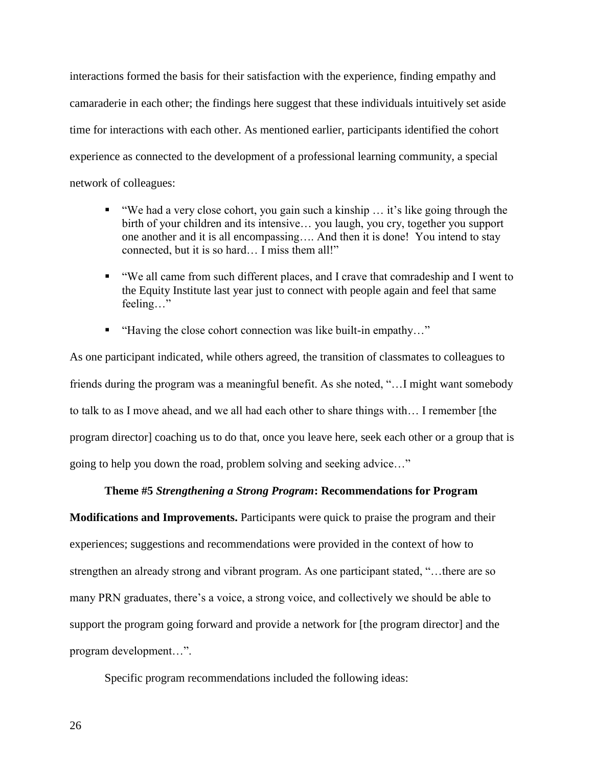interactions formed the basis for their satisfaction with the experience, finding empathy and camaraderie in each other; the findings here suggest that these individuals intuitively set aside time for interactions with each other. As mentioned earlier, participants identified the cohort experience as connected to the development of a professional learning community, a special network of colleagues:

- "We had a very close cohort, you gain such a kinship … it's like going through the birth of your children and its intensive… you laugh, you cry, together you support one another and it is all encompassing…. And then it is done! You intend to stay connected, but it is so hard… I miss them all!"
- "We all came from such different places, and I crave that comradeship and I went to the Equity Institute last year just to connect with people again and feel that same feeling…"
- "Having the close cohort connection was like built-in empathy…"

As one participant indicated, while others agreed, the transition of classmates to colleagues to friends during the program was a meaningful benefit. As she noted, "…I might want somebody to talk to as I move ahead, and we all had each other to share things with… I remember [the program director] coaching us to do that, once you leave here, seek each other or a group that is going to help you down the road, problem solving and seeking advice…"

**Theme #5 *Strengthening a Strong Program*: Recommendations for Program Modifications and Improvements.** Participants were quick to praise the program and their experiences; suggestions and recommendations were provided in the context of how to strengthen an already strong and vibrant program. As one participant stated, "…there are so many PRN graduates, there's a voice, a strong voice, and collectively we should be able to support the program going forward and provide a network for [the program director] and the program development…".

Specific program recommendations included the following ideas: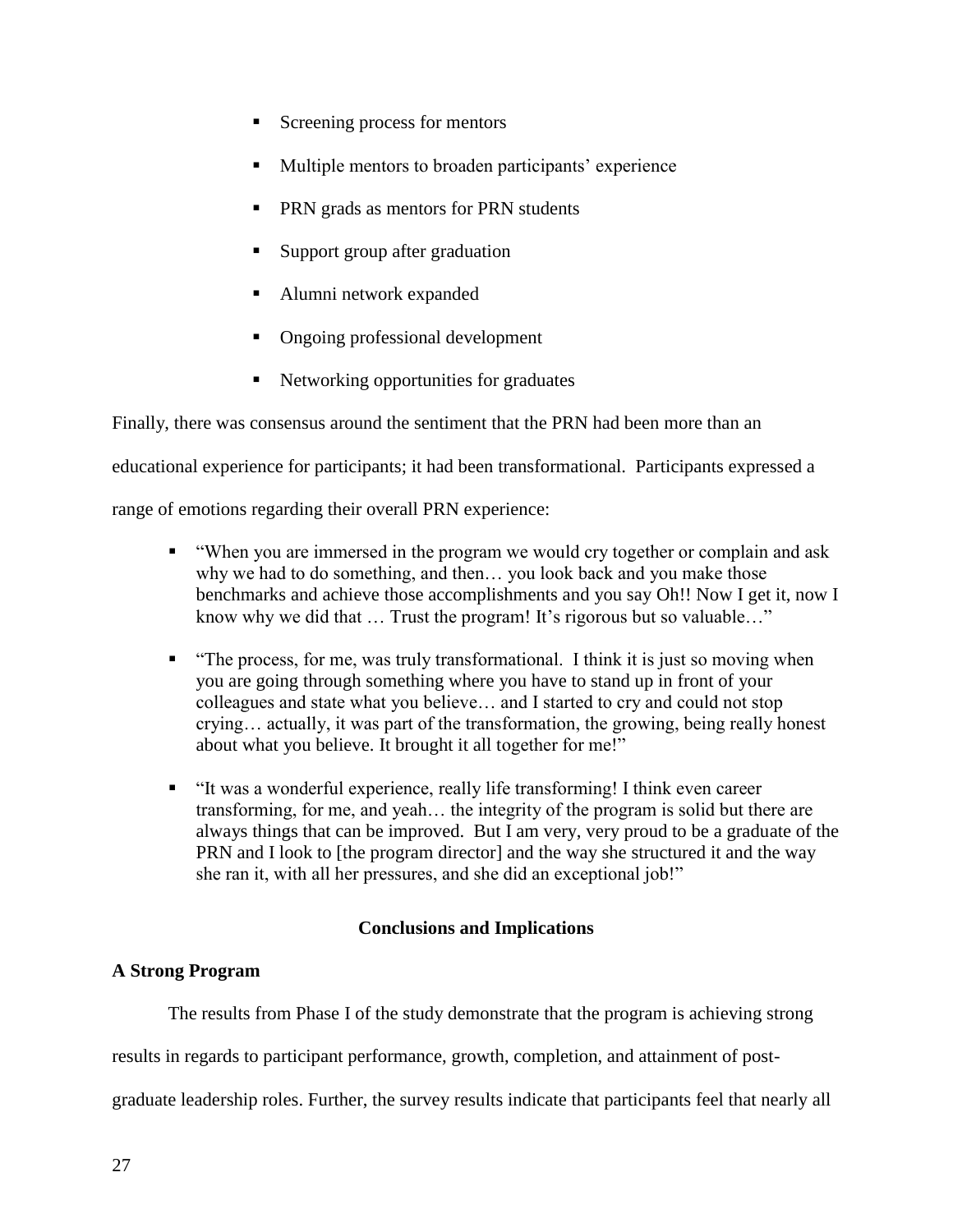- Screening process for mentors
- Multiple mentors to broaden participants' experience
- PRN grads as mentors for PRN students
- Support group after graduation
- Alumni network expanded
- Ongoing professional development
- Networking opportunities for graduates

Finally, there was consensus around the sentiment that the PRN had been more than an educational experience for participants; it had been transformational. Participants expressed a range of emotions regarding their overall PRN experience:

- "When you are immersed in the program we would cry together or complain and ask why we had to do something, and then… you look back and you make those benchmarks and achieve those accomplishments and you say Oh!! Now I get it, now I know why we did that … Trust the program! It's rigorous but so valuable…"
- "The process, for me, was truly transformational. I think it is just so moving when you are going through something where you have to stand up in front of your colleagues and state what you believe… and I started to cry and could not stop crying… actually, it was part of the transformation, the growing, being really honest about what you believe. It brought it all together for me!"
- "It was a wonderful experience, really life transforming! I think even career transforming, for me, and yeah… the integrity of the program is solid but there are always things that can be improved. But I am very, very proud to be a graduate of the PRN and I look to [the program director] and the way she structured it and the way she ran it, with all her pressures, and she did an exceptional job!"

## Conclusions and Implications

### A Strong Program

The results from Phase I of the study demonstrate that the program is achieving strong results in regards to participant performance, growth, completion, and attainment of post-graduate leadership roles. Further, the survey results indicate that participants feel that nearly all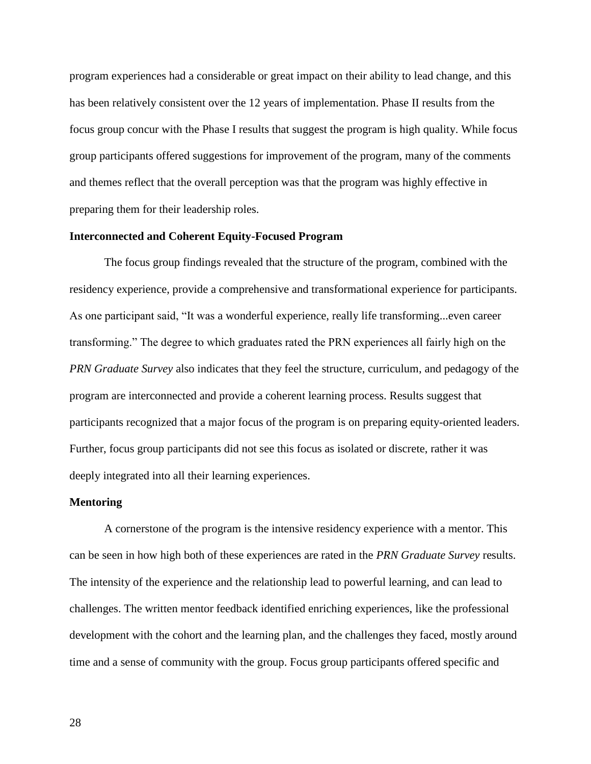program experiences had a considerable or great impact on their ability to lead change, and this has been relatively consistent over the 12 years of implementation. Phase II results from the focus group concur with the Phase I results that suggest the program is high quality. While focus group participants offered suggestions for improvement of the program, many of the comments and themes reflect that the overall perception was that the program was highly effective in preparing them for their leadership roles.

**Interconnected and Coherent Equity-Focused Program**

The focus group findings revealed that the structure of the program, combined with the residency experience, provide a comprehensive and transformational experience for participants. As one participant said, "It was a wonderful experience, really life transforming...even career transforming." The degree to which graduates rated the PRN experiences all fairly high on the *PRN Graduate Survey* also indicates that they feel the structure, curriculum, and pedagogy of the program are interconnected and provide a coherent learning process. Results suggest that participants recognized that a major focus of the program is on preparing equity-oriented leaders. Further, focus group participants did not see this focus as isolated or discrete, rather it was deeply integrated into all their learning experiences.

**Mentoring**

A cornerstone of the program is the intensive residency experience with a mentor. This can be seen in how high both of these experiences are rated in the *PRN Graduate Survey* results. The intensity of the experience and the relationship lead to powerful learning, and can lead to challenges. The written mentor feedback identified enriching experiences, like the professional development with the cohort and the learning plan, and the challenges they faced, mostly around time and a sense of community with the group. Focus group participants offered specific and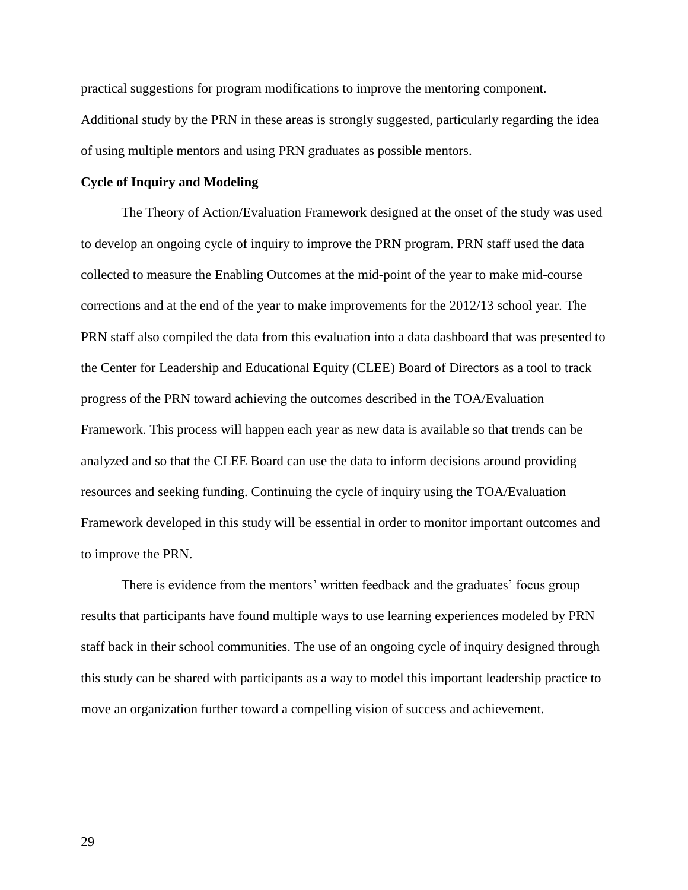practical suggestions for program modifications to improve the mentoring component. Additional study by the PRN in these areas is strongly suggested, particularly regarding the idea of using multiple mentors and using PRN graduates as possible mentors.

**Cycle of Inquiry and Modeling**

The Theory of Action/Evaluation Framework designed at the onset of the study was used to develop an ongoing cycle of inquiry to improve the PRN program. PRN staff used the data collected to measure the Enabling Outcomes at the mid-point of the year to make mid-course corrections and at the end of the year to make improvements for the 2012/13 school year. The PRN staff also compiled the data from this evaluation into a data dashboard that was presented to the Center for Leadership and Educational Equity (CLEE) Board of Directors as a tool to track progress of the PRN toward achieving the outcomes described in the TOA/Evaluation Framework. This process will happen each year as new data is available so that trends can be analyzed and so that the CLEE Board can use the data to inform decisions around providing resources and seeking funding. Continuing the cycle of inquiry using the TOA/Evaluation Framework developed in this study will be essential in order to monitor important outcomes and to improve the PRN.

There is evidence from the mentors' written feedback and the graduates' focus group results that participants have found multiple ways to use learning experiences modeled by PRN staff back in their school communities. The use of an ongoing cycle of inquiry designed through this study can be shared with participants as a way to model this important leadership practice to move an organization further toward a compelling vision of success and achievement.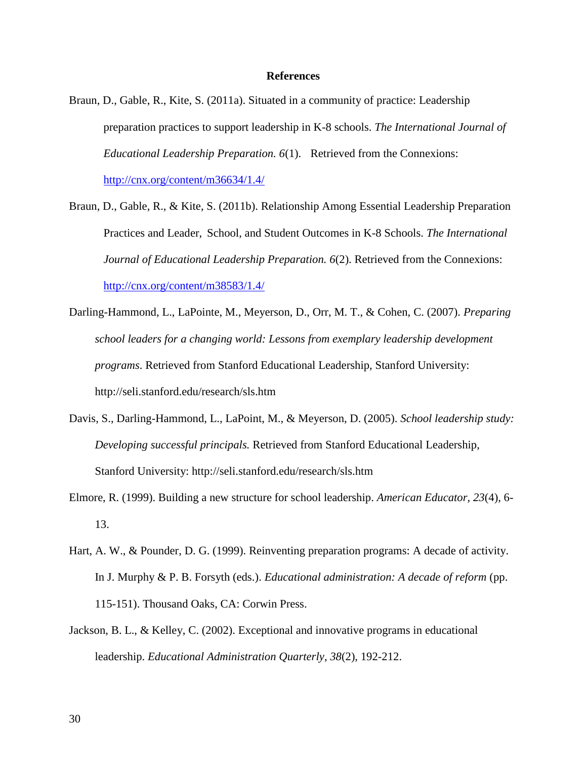# References

Braun, D., Gable, R., Kite, S. (2011a). Situated in a community of practice: Leadership preparation practices to support leadership in K-8 schools. *The International Journal of Educational Leadership Preparation. 6*(1). Retrieved from the Connexions: http://cnx.org/content/m36634/1.4/

Braun, D., Gable, R., & Kite, S. (2011b). Relationship Among Essential Leadership Preparation Practices and Leader, School, and Student Outcomes in K-8 Schools. *The International Journal of Educational Leadership Preparation. 6*(2). Retrieved from the Connexions: http://cnx.org/content/m38583/1.4/

Darling-Hammond, L., LaPointe, M., Meyerson, D., Orr, M. T., & Cohen, C. (2007). *Preparing school leaders for a changing world: Lessons from exemplary leadership development programs*. Retrieved from Stanford Educational Leadership, Stanford University: http://seli.stanford.edu/research/sls.htm

Davis, S., Darling-Hammond, L., LaPoint, M., & Meyerson, D. (2005). *School leadership study: Developing successful principals.* Retrieved from Stanford Educational Leadership, Stanford University: http://seli.stanford.edu/research/sls.htm

Elmore, R. (1999). Building a new structure for school leadership. *American Educator*, *23*(4), 6-13.

Hart, A. W., & Pounder, D. G. (1999). Reinventing preparation programs: A decade of activity. In J. Murphy & P. B. Forsyth (eds.). *Educational administration: A decade of reform* (pp. 115-151). Thousand Oaks, CA: Corwin Press.

Jackson, B. L., & Kelley, C. (2002). Exceptional and innovative programs in educational leadership. *Educational Administration Quarterly*, *38*(2), 192-212.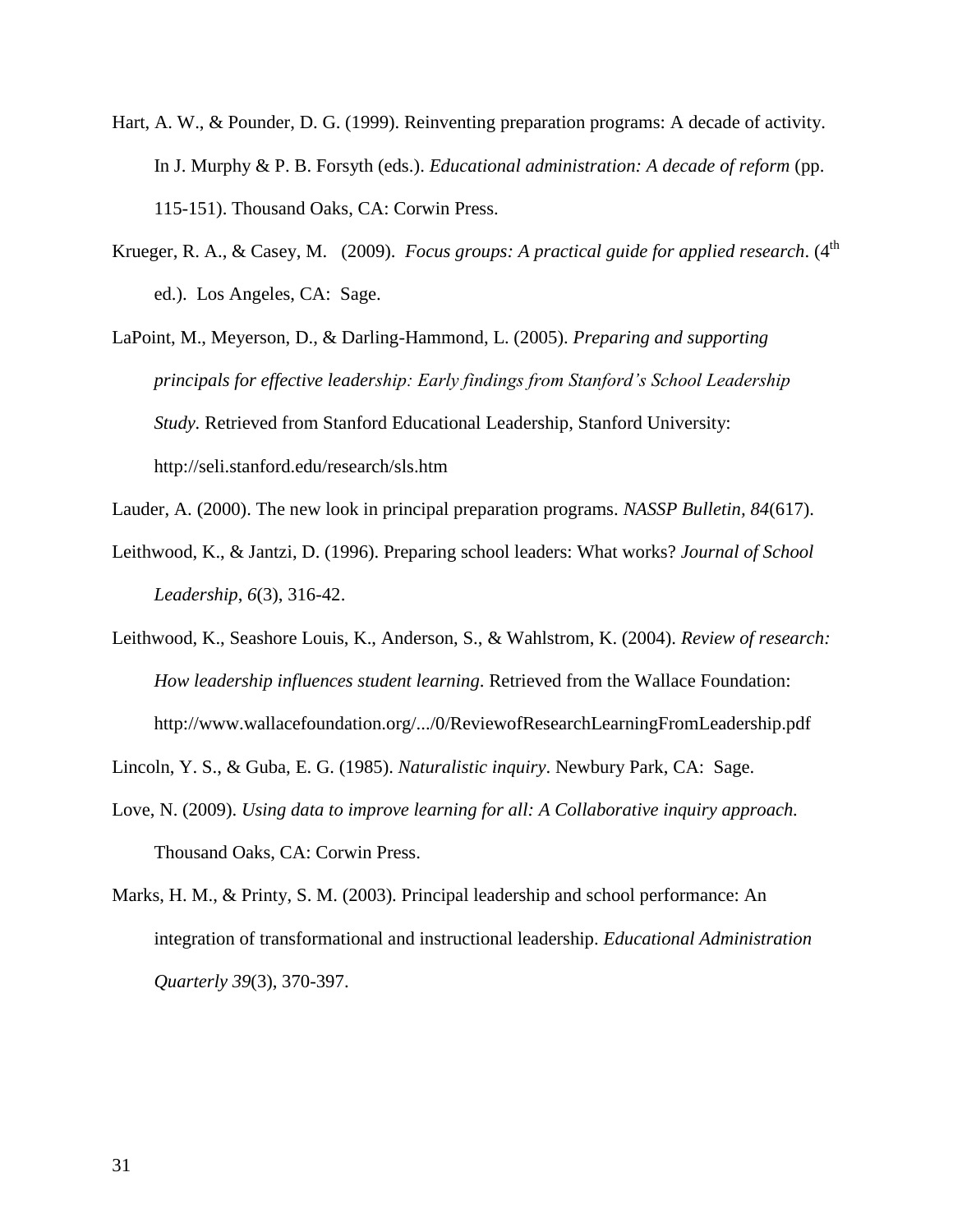Hart, A. W., & Pounder, D. G. (1999). Reinventing preparation programs: A decade of activity. In J. Murphy & P. B. Forsyth (eds.). *Educational administration: A decade of reform* (pp. 115-151). Thousand Oaks, CA: Corwin Press.

Krueger, R. A., & Casey, M. (2009). *Focus groups: A practical guide for applied research*. (4th ed.). Los Angeles, CA: Sage.

LaPoint, M., Meyerson, D., & Darling-Hammond, L. (2005). *Preparing and supporting principals for effective leadership: Early findings from Stanford's School Leadership Study.* Retrieved from Stanford Educational Leadership, Stanford University: http://seli.stanford.edu/research/sls.htm

Lauder, A. (2000). The new look in principal preparation programs. *NASSP Bulletin, 84*(617).

Leithwood, K., & Jantzi, D. (1996). Preparing school leaders: What works? *Journal of School Leadership, 6*(3), 316-42.

Leithwood, K., Seashore Louis, K., Anderson, S., & Wahlstrom, K. (2004). *Review of research: How leadership influences student learning*. Retrieved from the Wallace Foundation: http://www.wallacefoundation.org/.../0/ReviewofResearchLearningFromLeadership.pdf

Lincoln, Y. S., & Guba, E. G. (1985). *Naturalistic inquiry*. Newbury Park, CA: Sage.

Love, N. (2009). *Using data to improve learning for all: A Collaborative inquiry approach.* Thousand Oaks, CA: Corwin Press.

Marks, H. M., & Printy, S. M. (2003). Principal leadership and school performance: An integration of transformational and instructional leadership. *Educational Administration Quarterly 39*(3), 370-397.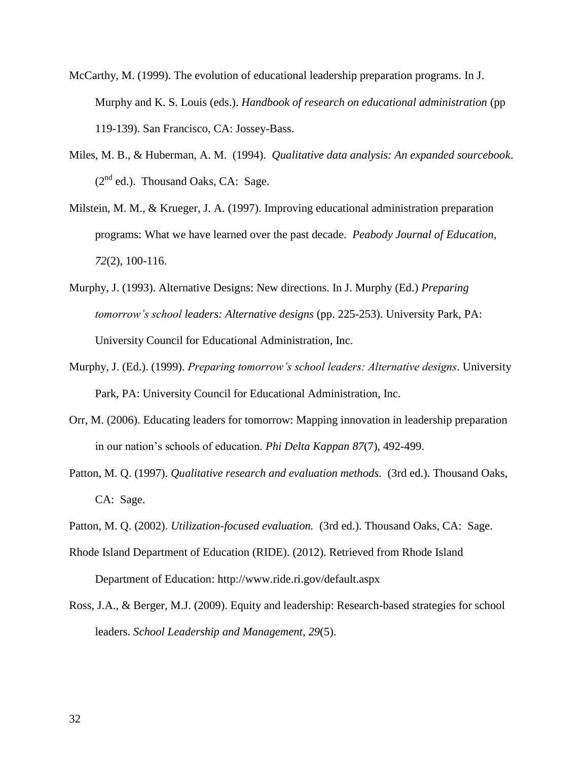McCarthy, M. (1999). The evolution of educational leadership preparation programs. In J. Murphy and K. S. Louis (eds.). *Handbook of research on educational administration* (pp 119-139). San Francisco, CA: Jossey-Bass.

Miles, M. B., & Huberman, A. M. (1994). *Qualitative data analysis: An expanded sourcebook*. (2nd ed.). Thousand Oaks, CA: Sage.

Milstein, M. M., & Krueger, J. A. (1997). Improving educational administration preparation programs: What we have learned over the past decade. *Peabody Journal of Education, 72*(2), 100-116.

Murphy, J. (1993). Alternative Designs: New directions. In J. Murphy (Ed.) *Preparing tomorrow's school leaders: Alternative designs* (pp. 225-253). University Park, PA: University Council for Educational Administration, Inc.

Murphy, J. (Ed.). (1999). *Preparing tomorrow's school leaders: Alternative designs*. University Park, PA: University Council for Educational Administration, Inc.

Orr, M. (2006). Educating leaders for tomorrow: Mapping innovation in leadership preparation in our nation's schools of education. *Phi Delta Kappan 87*(7), 492-499.

Patton, M. Q. (1997). *Qualitative research and evaluation methods.* (3rd ed.). Thousand Oaks, CA: Sage.

Patton, M. Q. (2002). *Utilization-focused evaluation.* (3rd ed.). Thousand Oaks, CA: Sage.

Rhode Island Department of Education (RIDE). (2012). Retrieved from Rhode Island Department of Education: http://www.ride.ri.gov/default.aspx

Ross, J.A., & Berger, M.J. (2009). Equity and leadership: Research-based strategies for school leaders. *School Leadership and Management*, *29*(5).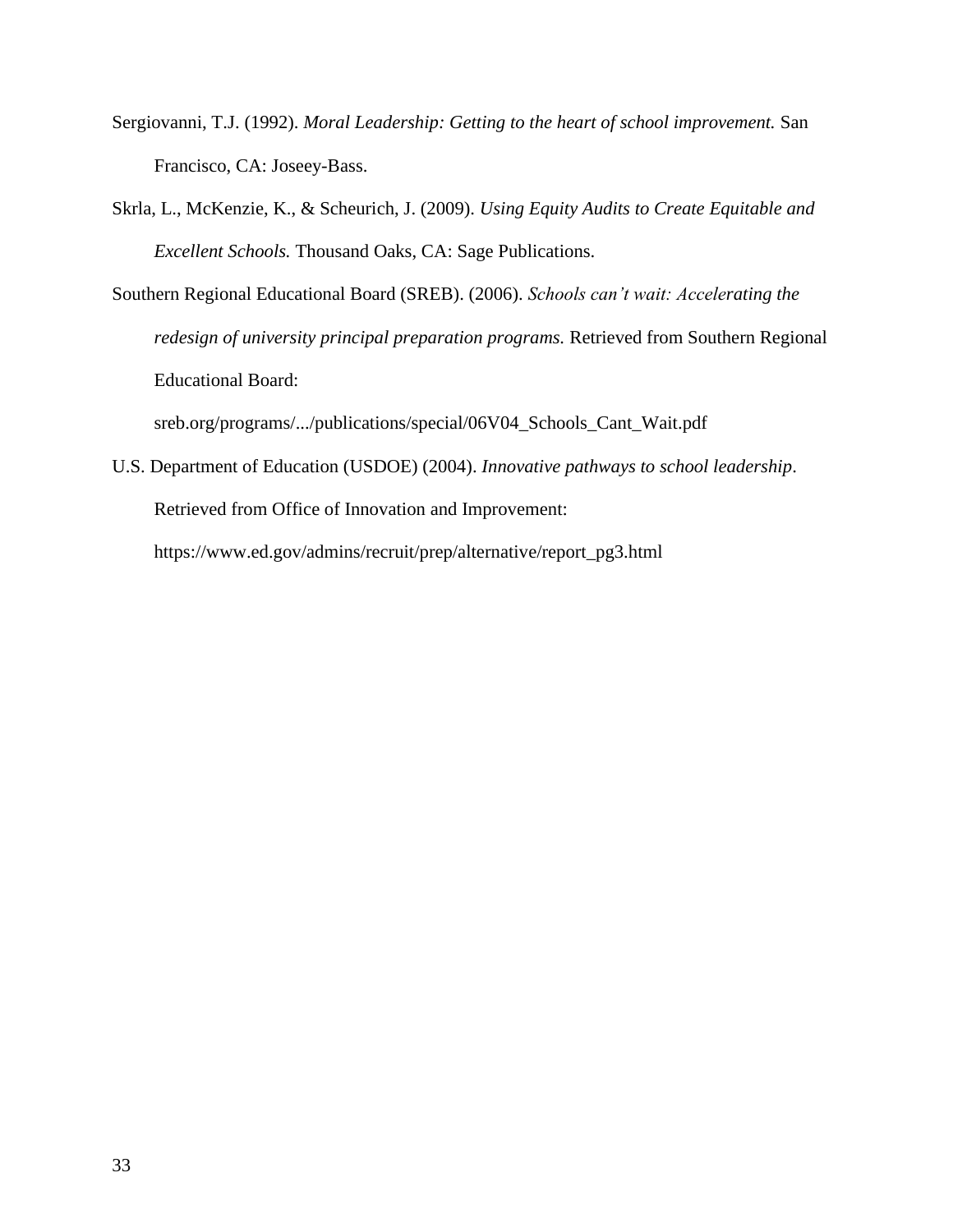Sergiovanni, T.J. (1992). *Moral Leadership: Getting to the heart of school improvement.* San Francisco, CA: Joseey-Bass.

Skrla, L., McKenzie, K., & Scheurich, J. (2009). *Using Equity Audits to Create Equitable and Excellent Schools.* Thousand Oaks, CA: Sage Publications.

Southern Regional Educational Board (SREB). (2006). *Schools can't wait: Accelerating the redesign of university principal preparation programs.* Retrieved from Southern Regional Educational Board: sreb.org/programs/.../publications/special/06V04_Schools_Cant_Wait.pdf

U.S. Department of Education (USDOE) (2004). *Innovative pathways to school leadership*. Retrieved from Office of Innovation and Improvement: https://www.ed.gov/admins/recruit/prep/alternative/report_pg3.html